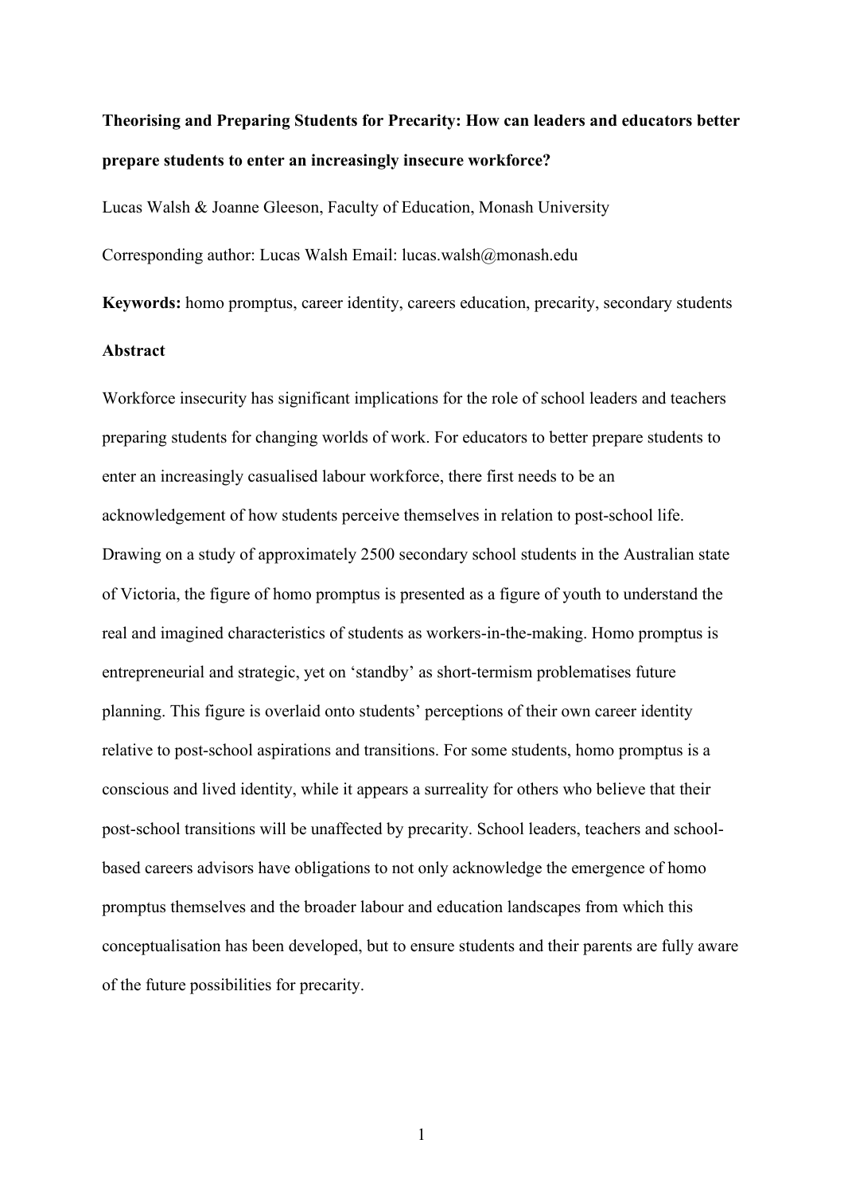# Theorising and Preparing Students for Precarity: How can leaders and educators better prepare students to enter an increasingly insecure workforce?

Lucas Walsh & Joanne Gleeson, Faculty of Education, Monash University

Corresponding author: Lucas Walsh Email: lucas.walsh@monash.edu

**Keywords:** homo promptus, career identity, careers education, precarity, secondary students

## Abstract

Workforce insecurity has significant implications for the role of school leaders and teachers preparing students for changing worlds of work. For educators to better prepare students to enter an increasingly casualised labour workforce, there first needs to be an acknowledgement of how students perceive themselves in relation to post-school life. Drawing on a study of approximately 2500 secondary school students in the Australian state of Victoria, the figure of homo promptus is presented as a figure of youth to understand the real and imagined characteristics of students as workers-in-the-making. Homo promptus is entrepreneurial and strategic, yet on 'standby' as short-termism problematises future planning. This figure is overlaid onto students' perceptions of their own career identity relative to post-school aspirations and transitions. For some students, homo promptus is a conscious and lived identity, while it appears a surreality for others who believe that their post-school transitions will be unaffected by precarity. School leaders, teachers and school-based careers advisors have obligations to not only acknowledge the emergence of homo promptus themselves and the broader labour and education landscapes from which this conceptualisation has been developed, but to ensure students and their parents are fully aware of the future possibilities for precarity.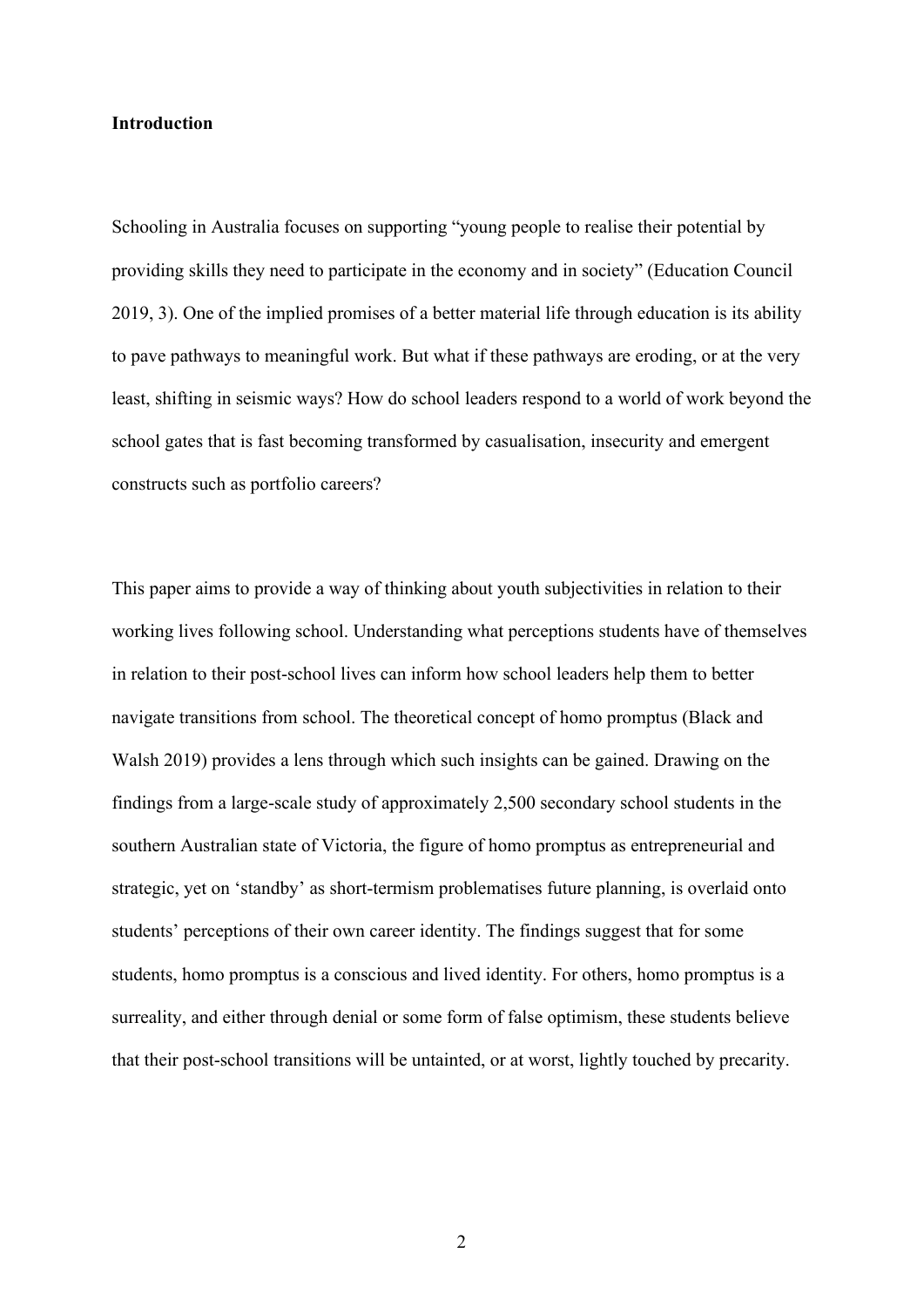**Introduction**

Schooling in Australia focuses on supporting "young people to realise their potential by providing skills they need to participate in the economy and in society" (Education Council 2019, 3). One of the implied promises of a better material life through education is its ability to pave pathways to meaningful work. But what if these pathways are eroding, or at the very least, shifting in seismic ways? How do school leaders respond to a world of work beyond the school gates that is fast becoming transformed by casualisation, insecurity and emergent constructs such as portfolio careers?

This paper aims to provide a way of thinking about youth subjectivities in relation to their working lives following school. Understanding what perceptions students have of themselves in relation to their post-school lives can inform how school leaders help them to better navigate transitions from school. The theoretical concept of homo promptus (Black and Walsh 2019) provides a lens through which such insights can be gained. Drawing on the findings from a large-scale study of approximately 2,500 secondary school students in the southern Australian state of Victoria, the figure of homo promptus as entrepreneurial and strategic, yet on 'standby' as short-termism problematises future planning, is overlaid onto students' perceptions of their own career identity. The findings suggest that for some students, homo promptus is a conscious and lived identity. For others, homo promptus is a surreality, and either through denial or some form of false optimism, these students believe that their post-school transitions will be untainted, or at worst, lightly touched by precarity.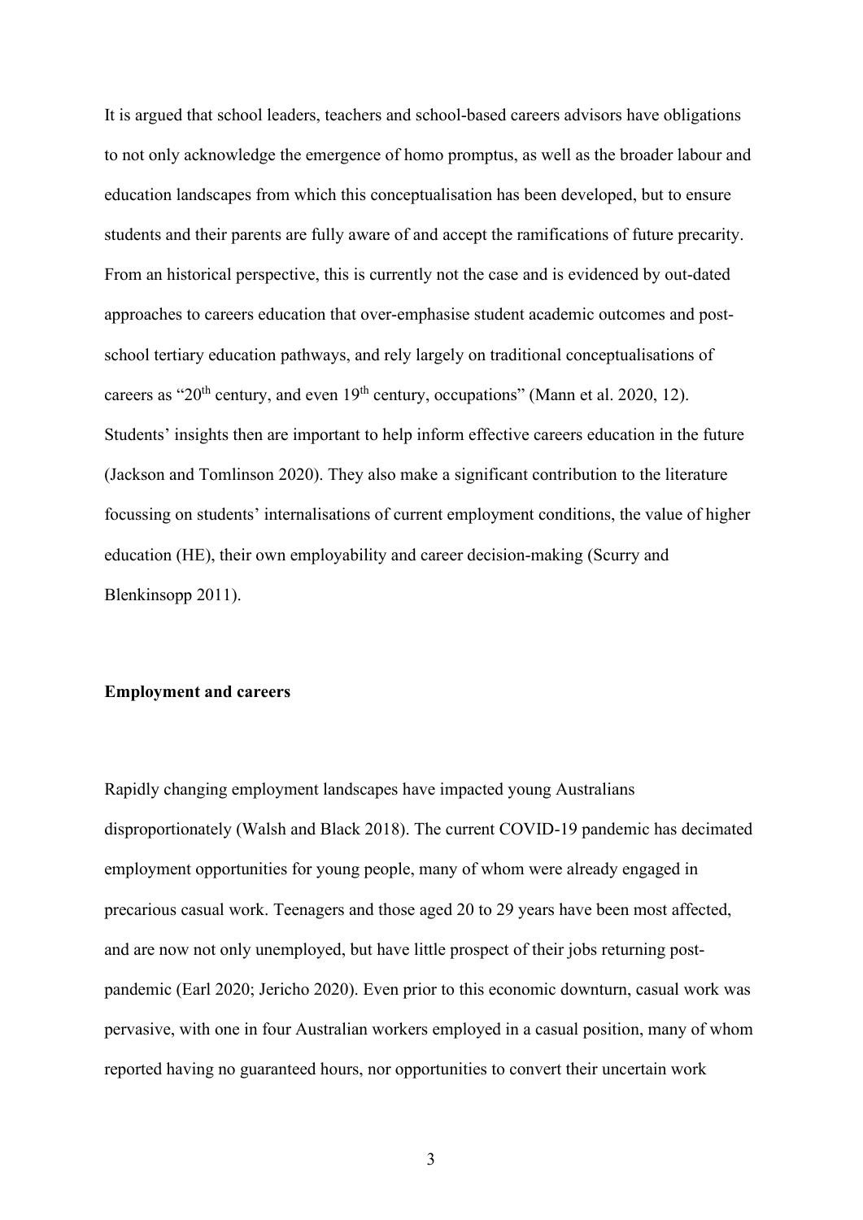It is argued that school leaders, teachers and school-based careers advisors have obligations to not only acknowledge the emergence of homo promptus, as well as the broader labour and education landscapes from which this conceptualisation has been developed, but to ensure students and their parents are fully aware of and accept the ramifications of future precarity. From an historical perspective, this is currently not the case and is evidenced by out-dated approaches to careers education that over-emphasise student academic outcomes and post-school tertiary education pathways, and rely largely on traditional conceptualisations of careers as "20th century, and even 19th century, occupations" (Mann et al. 2020, 12). Students' insights then are important to help inform effective careers education in the future (Jackson and Tomlinson 2020). They also make a significant contribution to the literature focussing on students' internalisations of current employment conditions, the value of higher education (HE), their own employability and career decision-making (Scurry and Blenkinsopp 2011).

**Employment and careers**

Rapidly changing employment landscapes have impacted young Australians disproportionately (Walsh and Black 2018). The current COVID-19 pandemic has decimated employment opportunities for young people, many of whom were already engaged in precarious casual work. Teenagers and those aged 20 to 29 years have been most affected, and are now not only unemployed, but have little prospect of their jobs returning post-pandemic (Earl 2020; Jericho 2020). Even prior to this economic downturn, casual work was pervasive, with one in four Australian workers employed in a casual position, many of whom reported having no guaranteed hours, nor opportunities to convert their uncertain work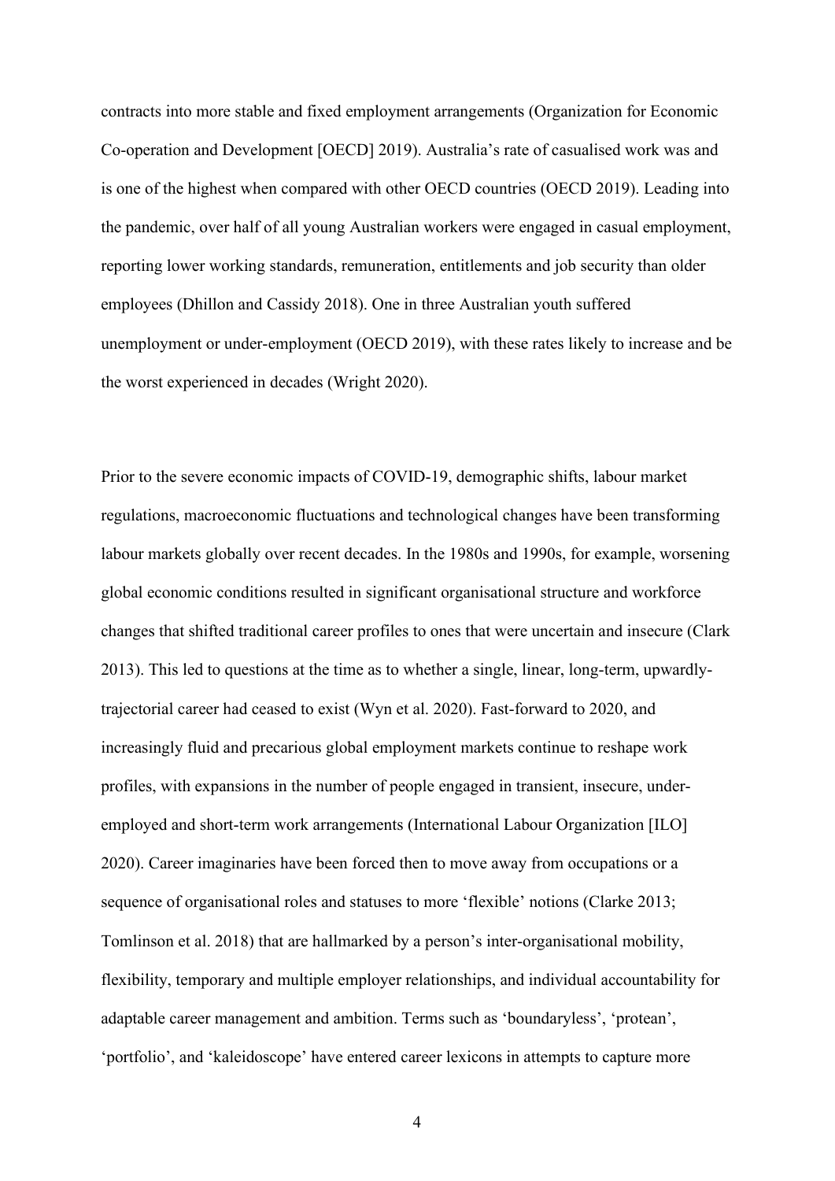contracts into more stable and fixed employment arrangements (Organization for Economic Co-operation and Development [OECD] 2019). Australia's rate of casualised work was and is one of the highest when compared with other OECD countries (OECD 2019). Leading into the pandemic, over half of all young Australian workers were engaged in casual employment, reporting lower working standards, remuneration, entitlements and job security than older employees (Dhillon and Cassidy 2018). One in three Australian youth suffered unemployment or under-employment (OECD 2019), with these rates likely to increase and be the worst experienced in decades (Wright 2020).

Prior to the severe economic impacts of COVID-19, demographic shifts, labour market regulations, macroeconomic fluctuations and technological changes have been transforming labour markets globally over recent decades. In the 1980s and 1990s, for example, worsening global economic conditions resulted in significant organisational structure and workforce changes that shifted traditional career profiles to ones that were uncertain and insecure (Clark 2013). This led to questions at the time as to whether a single, linear, long-term, upwardly-trajectorial career had ceased to exist (Wyn et al. 2020). Fast-forward to 2020, and increasingly fluid and precarious global employment markets continue to reshape work profiles, with expansions in the number of people engaged in transient, insecure, under-employed and short-term work arrangements (International Labour Organization [ILO] 2020). Career imaginaries have been forced then to move away from occupations or a sequence of organisational roles and statuses to more 'flexible' notions (Clarke 2013; Tomlinson et al. 2018) that are hallmarked by a person's inter-organisational mobility, flexibility, temporary and multiple employer relationships, and individual accountability for adaptable career management and ambition. Terms such as 'boundaryless', 'protean', 'portfolio', and 'kaleidoscope' have entered career lexicons in attempts to capture more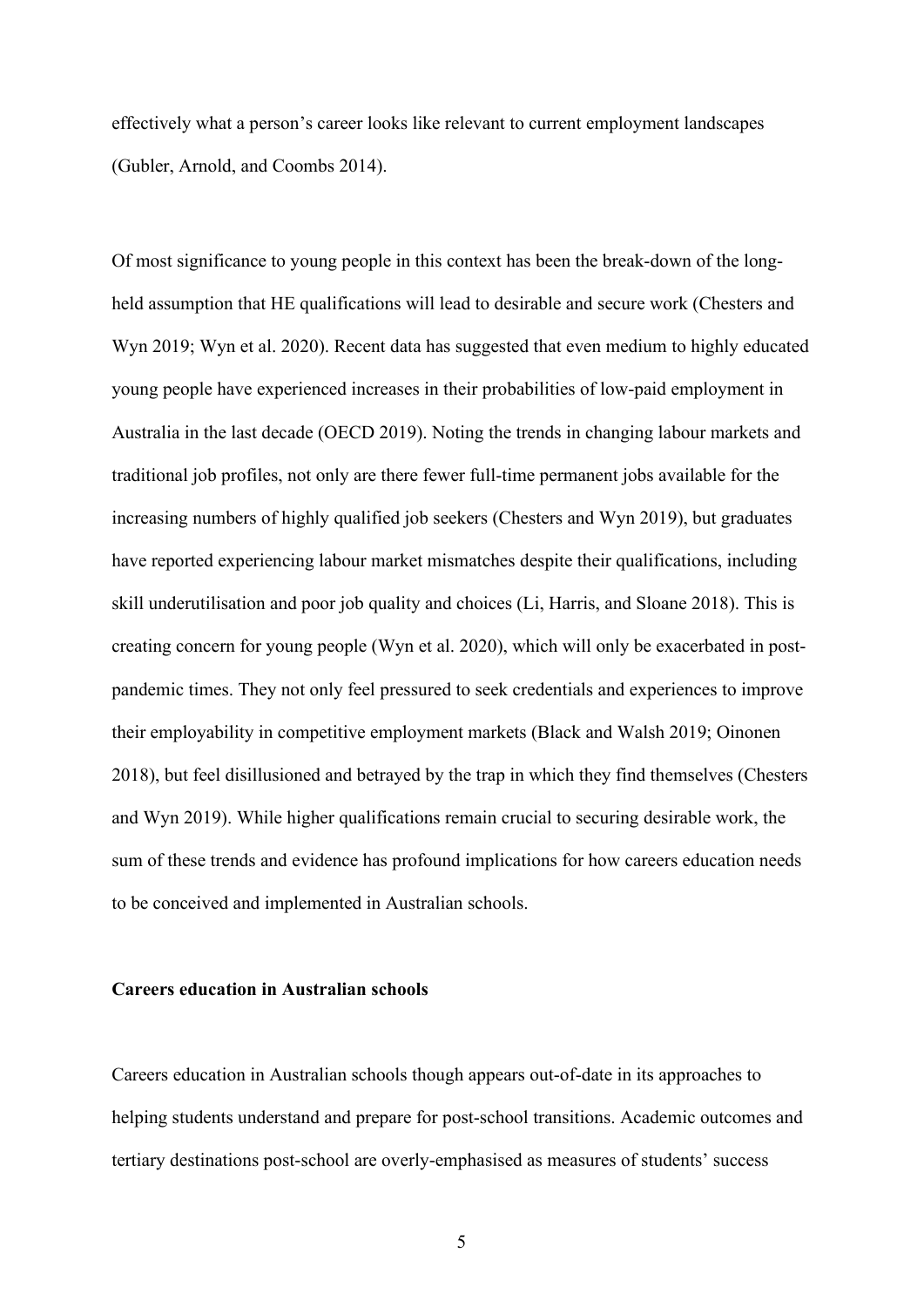effectively what a person's career looks like relevant to current employment landscapes (Gubler, Arnold, and Coombs 2014).

Of most significance to young people in this context has been the break-down of the long-held assumption that HE qualifications will lead to desirable and secure work (Chesters and Wyn 2019; Wyn et al. 2020). Recent data has suggested that even medium to highly educated young people have experienced increases in their probabilities of low-paid employment in Australia in the last decade (OECD 2019). Noting the trends in changing labour markets and traditional job profiles, not only are there fewer full-time permanent jobs available for the increasing numbers of highly qualified job seekers (Chesters and Wyn 2019), but graduates have reported experiencing labour market mismatches despite their qualifications, including skill underutilisation and poor job quality and choices (Li, Harris, and Sloane 2018). This is creating concern for young people (Wyn et al. 2020), which will only be exacerbated in post-pandemic times. They not only feel pressured to seek credentials and experiences to improve their employability in competitive employment markets (Black and Walsh 2019; Oinonen 2018), but feel disillusioned and betrayed by the trap in which they find themselves (Chesters and Wyn 2019). While higher qualifications remain crucial to securing desirable work, the sum of these trends and evidence has profound implications for how careers education needs to be conceived and implemented in Australian schools.

**Careers education in Australian schools**

Careers education in Australian schools though appears out-of-date in its approaches to helping students understand and prepare for post-school transitions. Academic outcomes and tertiary destinations post-school are overly-emphasised as measures of students' success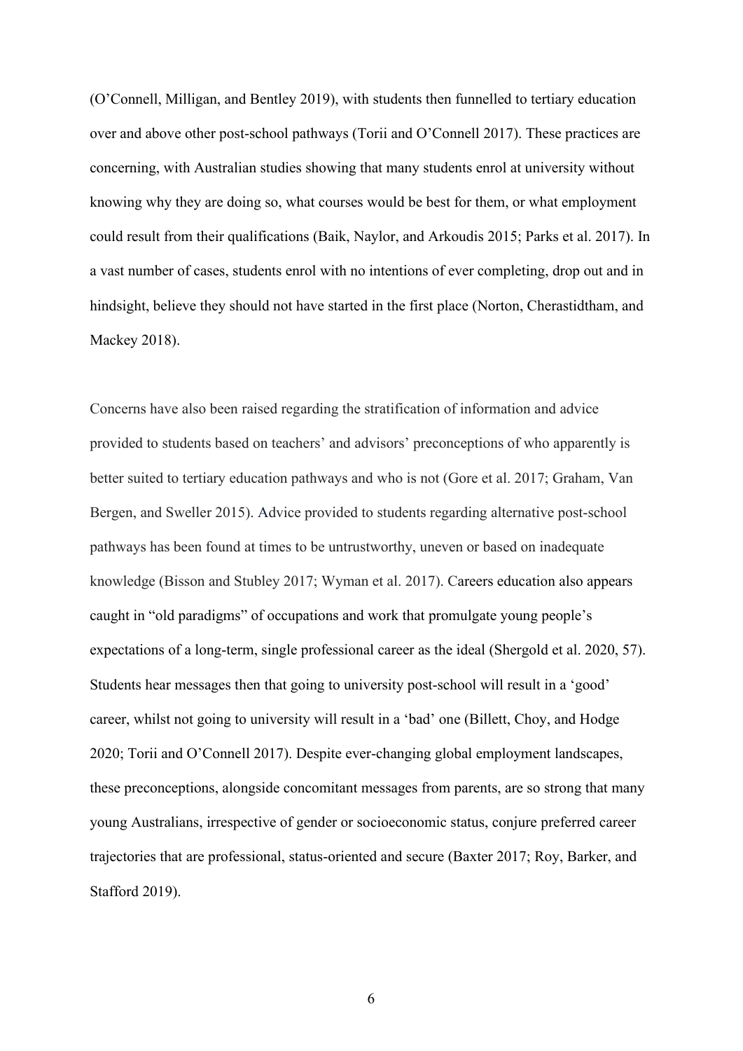(O'Connell, Milligan, and Bentley 2019), with students then funnelled to tertiary education over and above other post-school pathways (Torii and O'Connell 2017). These practices are concerning, with Australian studies showing that many students enrol at university without knowing why they are doing so, what courses would be best for them, or what employment could result from their qualifications (Baik, Naylor, and Arkoudis 2015; Parks et al. 2017). In a vast number of cases, students enrol with no intentions of ever completing, drop out and in hindsight, believe they should not have started in the first place (Norton, Cherastidtham, and Mackey 2018).

Concerns have also been raised regarding the stratification of information and advice provided to students based on teachers' and advisors' preconceptions of who apparently is better suited to tertiary education pathways and who is not (Gore et al. 2017; Graham, Van Bergen, and Sweller 2015). Advice provided to students regarding alternative post-school pathways has been found at times to be untrustworthy, uneven or based on inadequate knowledge (Bisson and Stubley 2017; Wyman et al. 2017). Careers education also appears caught in "old paradigms" of occupations and work that promulgate young people's expectations of a long-term, single professional career as the ideal (Shergold et al. 2020, 57). Students hear messages then that going to university post-school will result in a 'good' career, whilst not going to university will result in a 'bad' one (Billett, Choy, and Hodge 2020; Torii and O'Connell 2017). Despite ever-changing global employment landscapes, these preconceptions, alongside concomitant messages from parents, are so strong that many young Australians, irrespective of gender or socioeconomic status, conjure preferred career trajectories that are professional, status-oriented and secure (Baxter 2017; Roy, Barker, and Stafford 2019).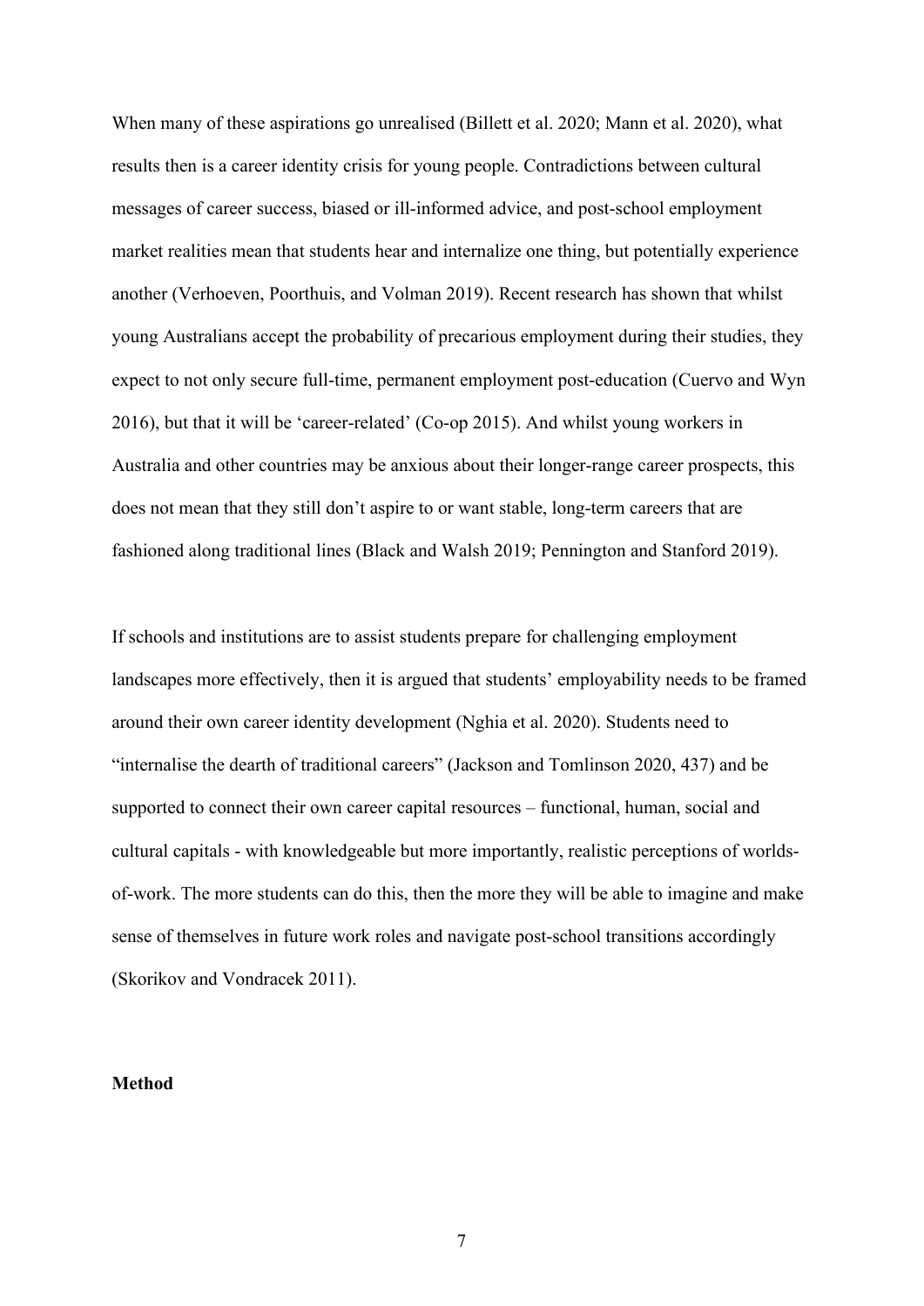When many of these aspirations go unrealised (Billett et al. 2020; Mann et al. 2020), what results then is a career identity crisis for young people. Contradictions between cultural messages of career success, biased or ill-informed advice, and post-school employment market realities mean that students hear and internalize one thing, but potentially experience another (Verhoeven, Poorthuis, and Volman 2019). Recent research has shown that whilst young Australians accept the probability of precarious employment during their studies, they expect to not only secure full-time, permanent employment post-education (Cuervo and Wyn 2016), but that it will be 'career-related' (Co-op 2015). And whilst young workers in Australia and other countries may be anxious about their longer-range career prospects, this does not mean that they still don't aspire to or want stable, long-term careers that are fashioned along traditional lines (Black and Walsh 2019; Pennington and Stanford 2019).

If schools and institutions are to assist students prepare for challenging employment landscapes more effectively, then it is argued that students' employability needs to be framed around their own career identity development (Nghia et al. 2020). Students need to "internalise the dearth of traditional careers" (Jackson and Tomlinson 2020, 437) and be supported to connect their own career capital resources – functional, human, social and cultural capitals - with knowledgeable but more importantly, realistic perceptions of worlds-of-work. The more students can do this, then the more they will be able to imagine and make sense of themselves in future work roles and navigate post-school transitions accordingly (Skorikov and Vondracek 2011).

## Method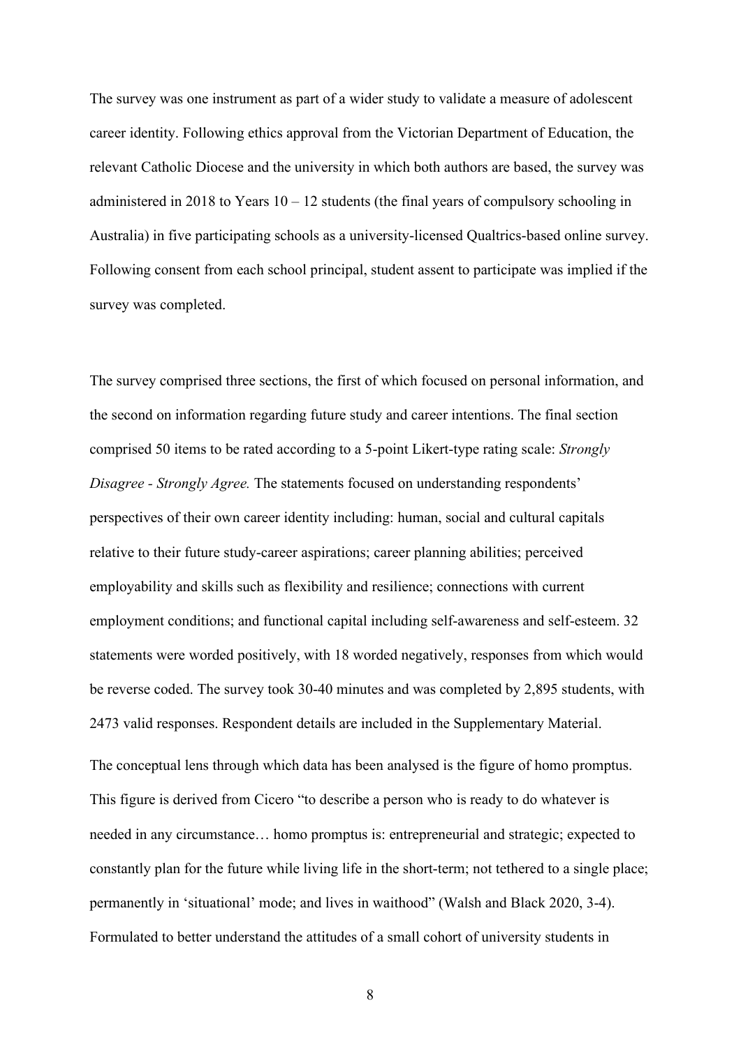The survey was one instrument as part of a wider study to validate a measure of adolescent career identity. Following ethics approval from the Victorian Department of Education, the relevant Catholic Diocese and the university in which both authors are based, the survey was administered in 2018 to Years 10 – 12 students (the final years of compulsory schooling in Australia) in five participating schools as a university-licensed Qualtrics-based online survey. Following consent from each school principal, student assent to participate was implied if the survey was completed.

The survey comprised three sections, the first of which focused on personal information, and the second on information regarding future study and career intentions. The final section comprised 50 items to be rated according to a 5-point Likert-type rating scale: *Strongly Disagree - Strongly Agree.* The statements focused on understanding respondents' perspectives of their own career identity including: human, social and cultural capitals relative to their future study-career aspirations; career planning abilities; perceived employability and skills such as flexibility and resilience; connections with current employment conditions; and functional capital including self-awareness and self-esteem. 32 statements were worded positively, with 18 worded negatively, responses from which would be reverse coded. The survey took 30-40 minutes and was completed by 2,895 students, with 2473 valid responses. Respondent details are included in the Supplementary Material.

The conceptual lens through which data has been analysed is the figure of homo promptus. This figure is derived from Cicero "to describe a person who is ready to do whatever is needed in any circumstance… homo promptus is: entrepreneurial and strategic; expected to constantly plan for the future while living life in the short-term; not tethered to a single place; permanently in 'situational' mode; and lives in waithood" (Walsh and Black 2020, 3-4). Formulated to better understand the attitudes of a small cohort of university students in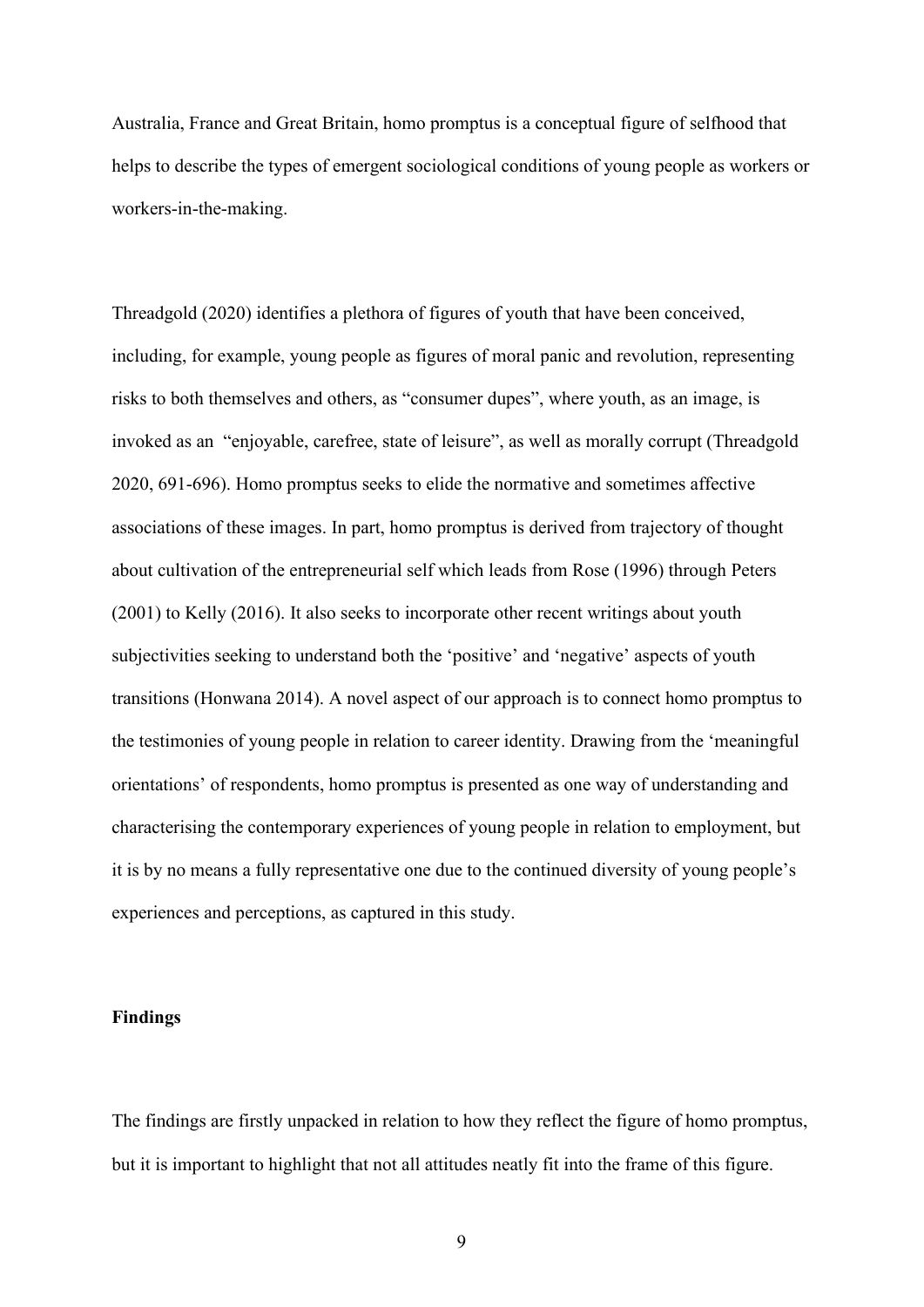Australia, France and Great Britain, homo promptus is a conceptual figure of selfhood that helps to describe the types of emergent sociological conditions of young people as workers or workers-in-the-making.

Threadgold (2020) identifies a plethora of figures of youth that have been conceived, including, for example, young people as figures of moral panic and revolution, representing risks to both themselves and others, as "consumer dupes", where youth, as an image, is invoked as an "enjoyable, carefree, state of leisure", as well as morally corrupt (Threadgold 2020, 691-696). Homo promptus seeks to elide the normative and sometimes affective associations of these images. In part, homo promptus is derived from trajectory of thought about cultivation of the entrepreneurial self which leads from Rose (1996) through Peters (2001) to Kelly (2016). It also seeks to incorporate other recent writings about youth subjectivities seeking to understand both the 'positive' and 'negative' aspects of youth transitions (Honwana 2014). A novel aspect of our approach is to connect homo promptus to the testimonies of young people in relation to career identity. Drawing from the 'meaningful orientations' of respondents, homo promptus is presented as one way of understanding and characterising the contemporary experiences of young people in relation to employment, but it is by no means a fully representative one due to the continued diversity of young people's experiences and perceptions, as captured in this study.

**Findings**

The findings are firstly unpacked in relation to how they reflect the figure of homo promptus, but it is important to highlight that not all attitudes neatly fit into the frame of this figure.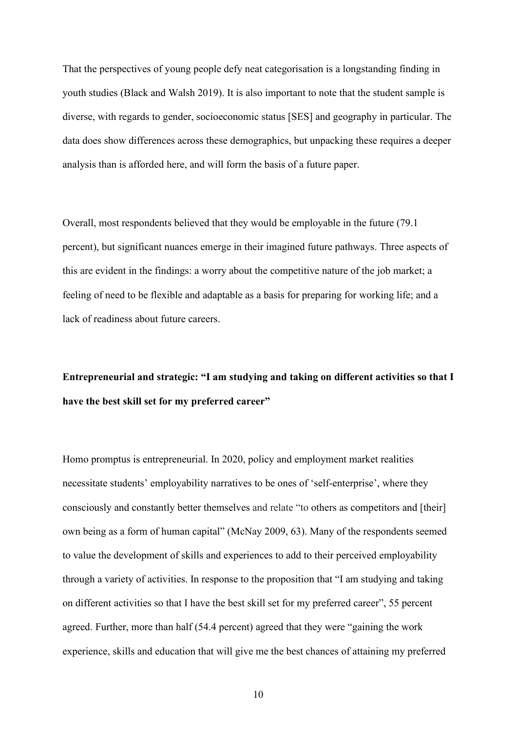That the perspectives of young people defy neat categorisation is a longstanding finding in youth studies (Black and Walsh 2019). It is also important to note that the student sample is diverse, with regards to gender, socioeconomic status [SES] and geography in particular. The data does show differences across these demographics, but unpacking these requires a deeper analysis than is afforded here, and will form the basis of a future paper.

Overall, most respondents believed that they would be employable in the future (79.1 percent), but significant nuances emerge in their imagined future pathways. Three aspects of this are evident in the findings: a worry about the competitive nature of the job market; a feeling of need to be flexible and adaptable as a basis for preparing for working life; and a lack of readiness about future careers.

## Entrepreneurial and strategic: "I am studying and taking on different activities so that I have the best skill set for my preferred career"

Homo promptus is entrepreneurial. In 2020, policy and employment market realities necessitate students' employability narratives to be ones of 'self-enterprise', where they consciously and constantly better themselves and relate "to others as competitors and [their] own being as a form of human capital" (McNay 2009, 63). Many of the respondents seemed to value the development of skills and experiences to add to their perceived employability through a variety of activities. In response to the proposition that "I am studying and taking on different activities so that I have the best skill set for my preferred career", 55 percent agreed. Further, more than half (54.4 percent) agreed that they were "gaining the work experience, skills and education that will give me the best chances of attaining my preferred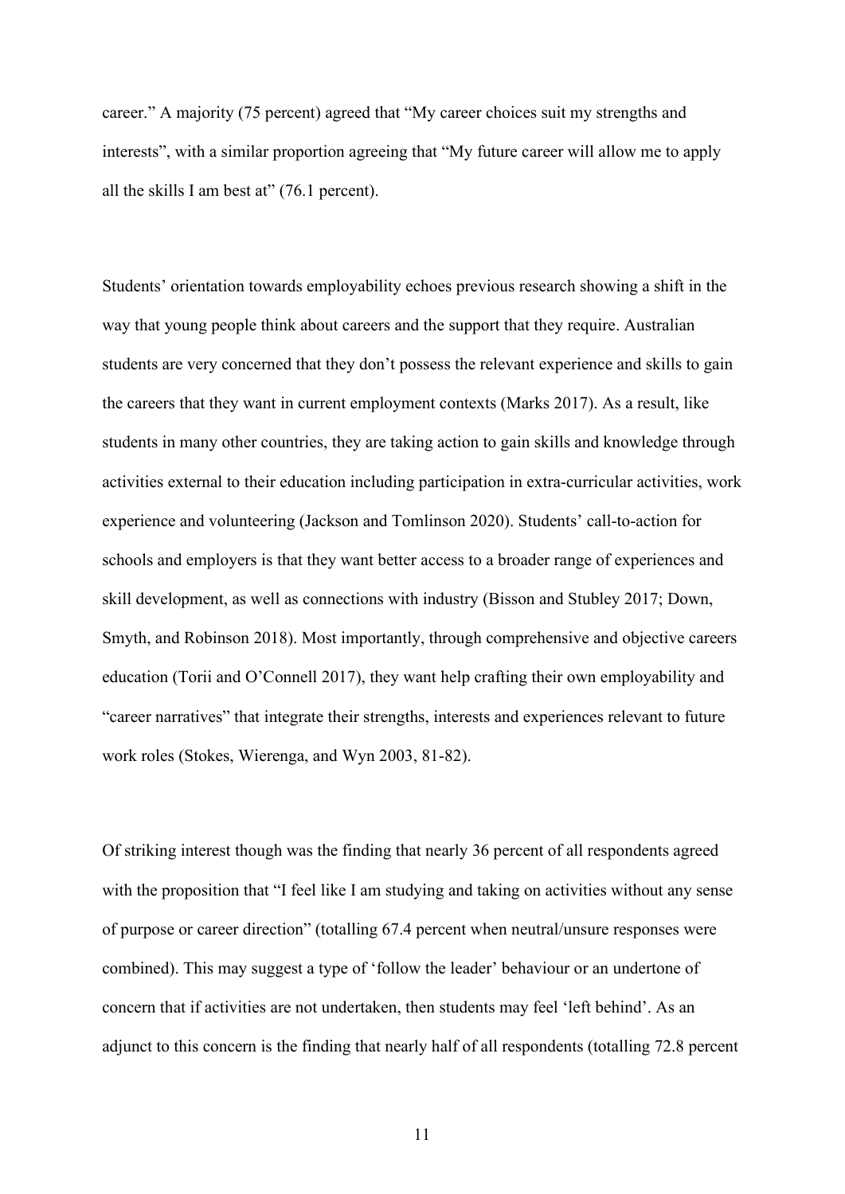career." A majority (75 percent) agreed that "My career choices suit my strengths and interests", with a similar proportion agreeing that "My future career will allow me to apply all the skills I am best at" (76.1 percent).

Students' orientation towards employability echoes previous research showing a shift in the way that young people think about careers and the support that they require. Australian students are very concerned that they don't possess the relevant experience and skills to gain the careers that they want in current employment contexts (Marks 2017). As a result, like students in many other countries, they are taking action to gain skills and knowledge through activities external to their education including participation in extra-curricular activities, work experience and volunteering (Jackson and Tomlinson 2020). Students' call-to-action for schools and employers is that they want better access to a broader range of experiences and skill development, as well as connections with industry (Bisson and Stubley 2017; Down, Smyth, and Robinson 2018). Most importantly, through comprehensive and objective careers education (Torii and O'Connell 2017), they want help crafting their own employability and "career narratives" that integrate their strengths, interests and experiences relevant to future work roles (Stokes, Wierenga, and Wyn 2003, 81-82).

Of striking interest though was the finding that nearly 36 percent of all respondents agreed with the proposition that "I feel like I am studying and taking on activities without any sense of purpose or career direction" (totalling 67.4 percent when neutral/unsure responses were combined). This may suggest a type of 'follow the leader' behaviour or an undertone of concern that if activities are not undertaken, then students may feel 'left behind'. As an adjunct to this concern is the finding that nearly half of all respondents (totalling 72.8 percent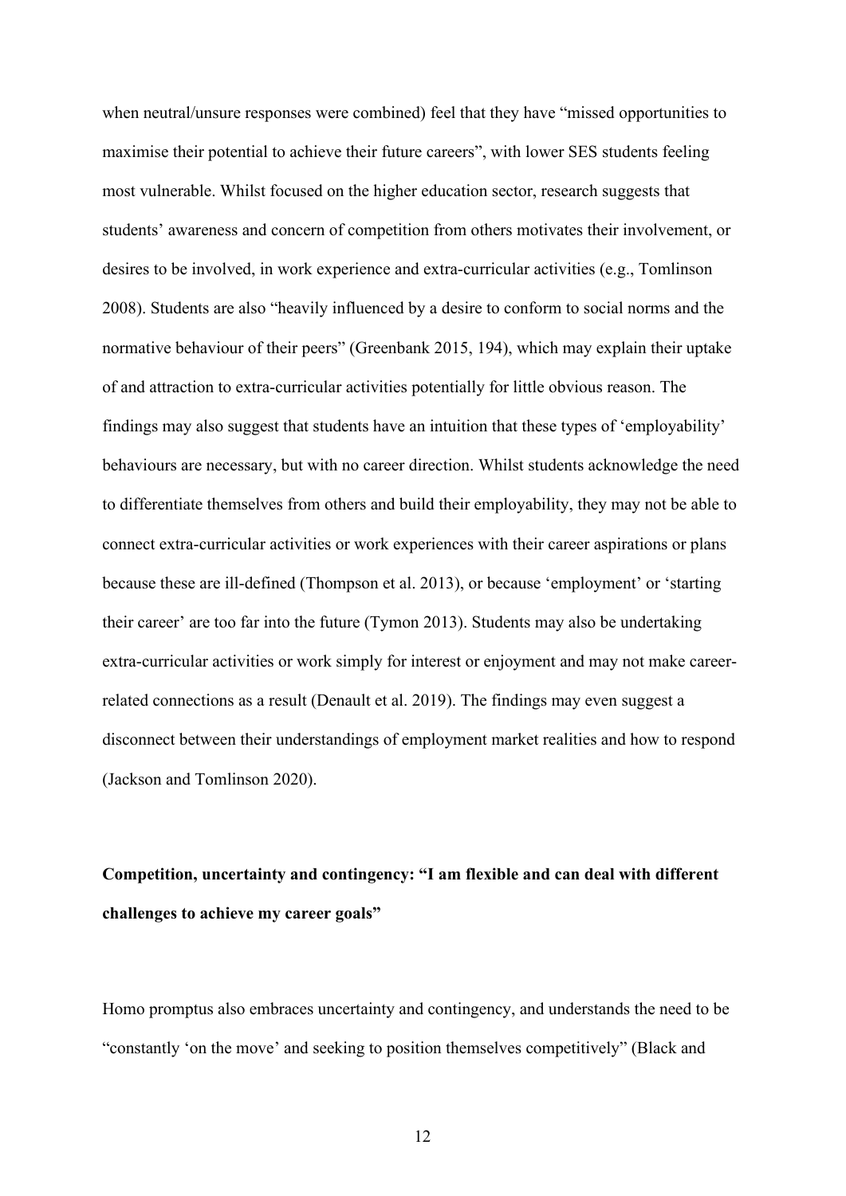when neutral/unsure responses were combined) feel that they have "missed opportunities to maximise their potential to achieve their future careers", with lower SES students feeling most vulnerable. Whilst focused on the higher education sector, research suggests that students' awareness and concern of competition from others motivates their involvement, or desires to be involved, in work experience and extra-curricular activities (e.g., Tomlinson 2008). Students are also "heavily influenced by a desire to conform to social norms and the normative behaviour of their peers" (Greenbank 2015, 194), which may explain their uptake of and attraction to extra-curricular activities potentially for little obvious reason. The findings may also suggest that students have an intuition that these types of 'employability' behaviours are necessary, but with no career direction. Whilst students acknowledge the need to differentiate themselves from others and build their employability, they may not be able to connect extra-curricular activities or work experiences with their career aspirations or plans because these are ill-defined (Thompson et al. 2013), or because 'employment' or 'starting their career' are too far into the future (Tymon 2013). Students may also be undertaking extra-curricular activities or work simply for interest or enjoyment and may not make career-related connections as a result (Denault et al. 2019). The findings may even suggest a disconnect between their understandings of employment market realities and how to respond (Jackson and Tomlinson 2020).

**Competition, uncertainty and contingency: "I am flexible and can deal with different challenges to achieve my career goals"**

Homo promptus also embraces uncertainty and contingency, and understands the need to be "constantly 'on the move' and seeking to position themselves competitively" (Black and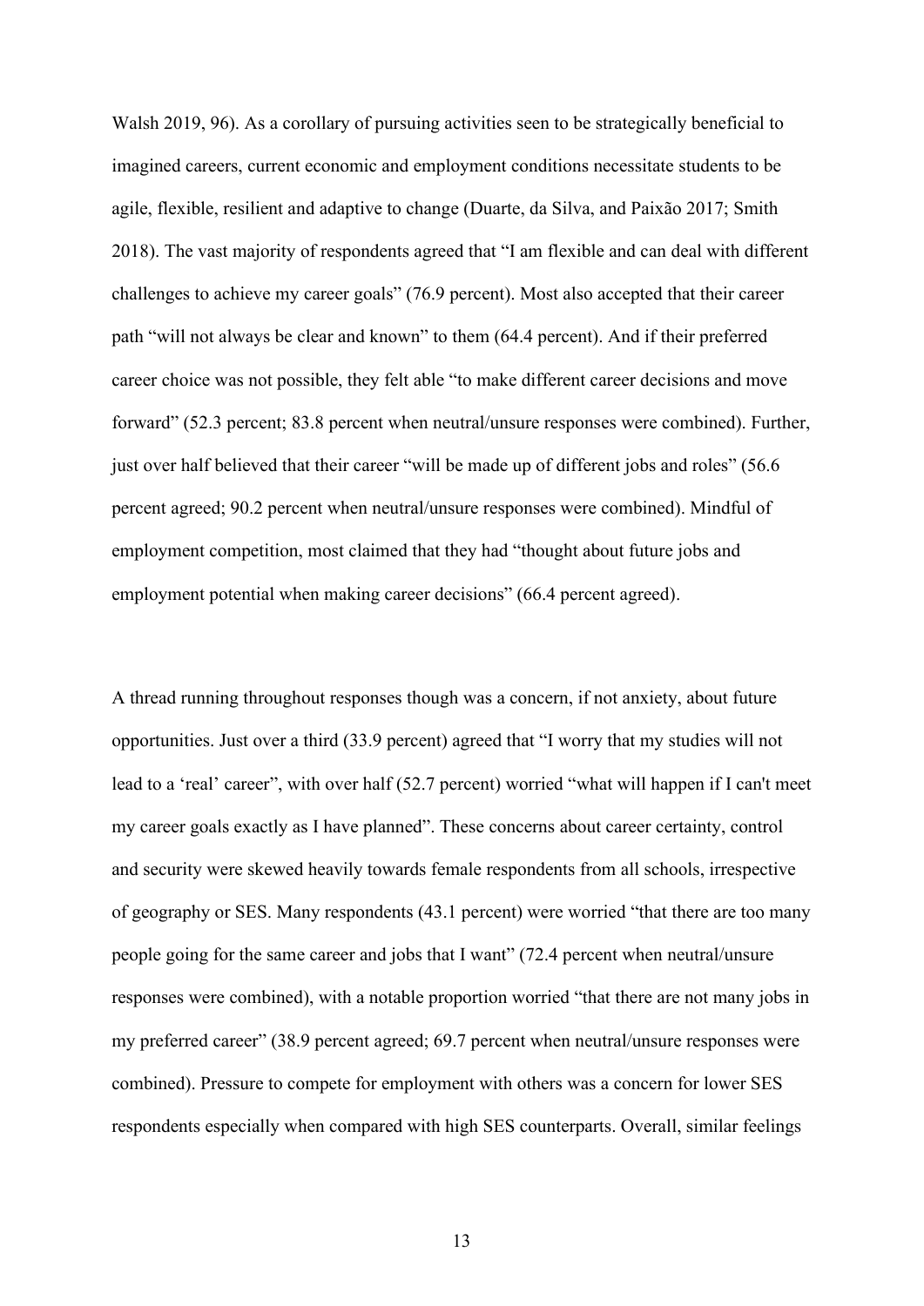Walsh 2019, 96). As a corollary of pursuing activities seen to be strategically beneficial to imagined careers, current economic and employment conditions necessitate students to be agile, flexible, resilient and adaptive to change (Duarte, da Silva, and Paixão 2017; Smith 2018). The vast majority of respondents agreed that "I am flexible and can deal with different challenges to achieve my career goals" (76.9 percent). Most also accepted that their career path "will not always be clear and known" to them (64.4 percent). And if their preferred career choice was not possible, they felt able "to make different career decisions and move forward" (52.3 percent; 83.8 percent when neutral/unsure responses were combined). Further, just over half believed that their career "will be made up of different jobs and roles" (56.6 percent agreed; 90.2 percent when neutral/unsure responses were combined). Mindful of employment competition, most claimed that they had "thought about future jobs and employment potential when making career decisions" (66.4 percent agreed).

A thread running throughout responses though was a concern, if not anxiety, about future opportunities. Just over a third (33.9 percent) agreed that "I worry that my studies will not lead to a 'real' career", with over half (52.7 percent) worried "what will happen if I can't meet my career goals exactly as I have planned". These concerns about career certainty, control and security were skewed heavily towards female respondents from all schools, irrespective of geography or SES. Many respondents (43.1 percent) were worried "that there are too many people going for the same career and jobs that I want" (72.4 percent when neutral/unsure responses were combined), with a notable proportion worried "that there are not many jobs in my preferred career" (38.9 percent agreed; 69.7 percent when neutral/unsure responses were combined). Pressure to compete for employment with others was a concern for lower SES respondents especially when compared with high SES counterparts. Overall, similar feelings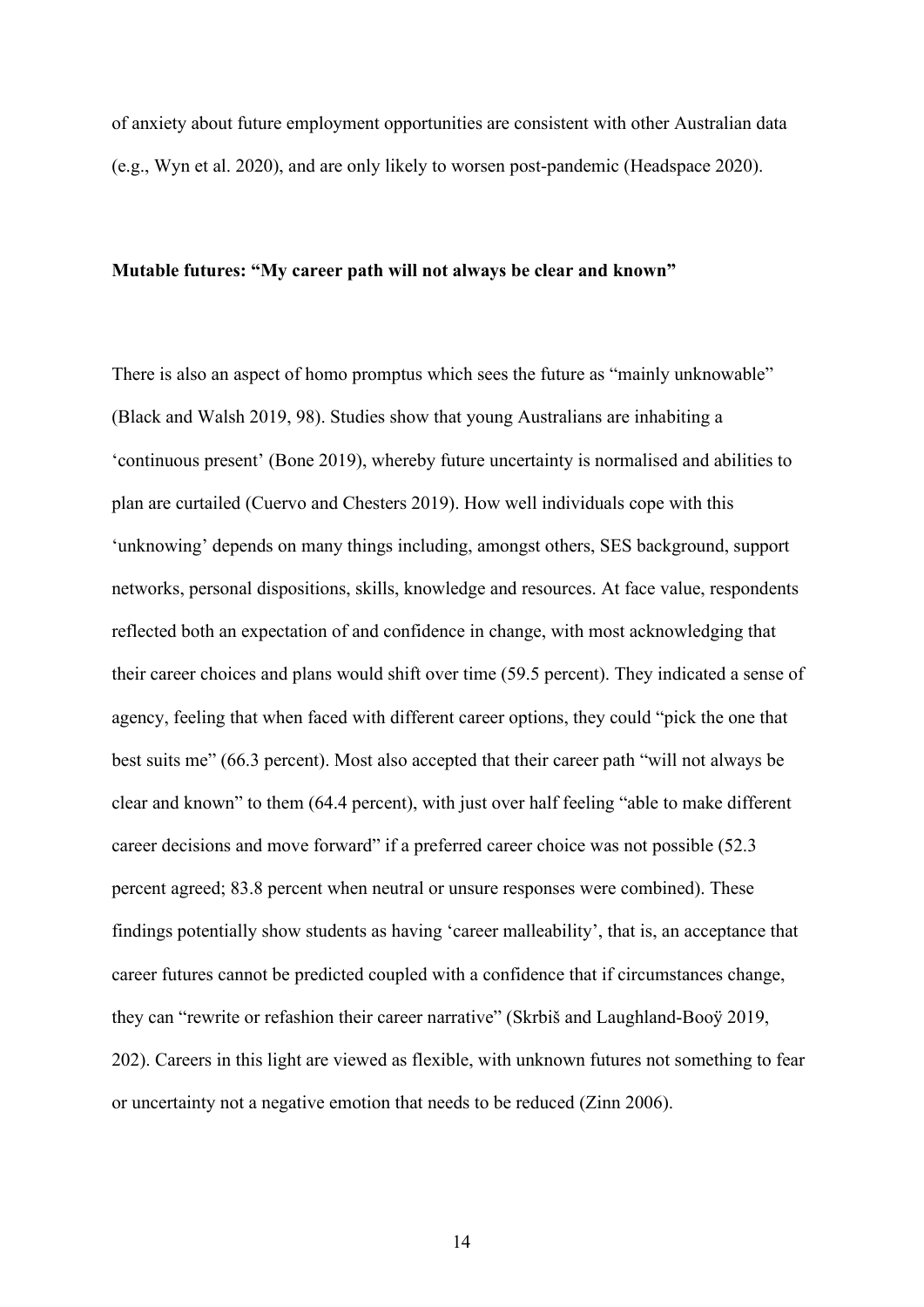of anxiety about future employment opportunities are consistent with other Australian data (e.g., Wyn et al. 2020), and are only likely to worsen post-pandemic (Headspace 2020).

**Mutable futures: "My career path will not always be clear and known"**

There is also an aspect of homo promptus which sees the future as "mainly unknowable" (Black and Walsh 2019, 98). Studies show that young Australians are inhabiting a 'continuous present' (Bone 2019), whereby future uncertainty is normalised and abilities to plan are curtailed (Cuervo and Chesters 2019). How well individuals cope with this 'unknowing' depends on many things including, amongst others, SES background, support networks, personal dispositions, skills, knowledge and resources. At face value, respondents reflected both an expectation of and confidence in change, with most acknowledging that their career choices and plans would shift over time (59.5 percent). They indicated a sense of agency, feeling that when faced with different career options, they could "pick the one that best suits me" (66.3 percent). Most also accepted that their career path "will not always be clear and known" to them (64.4 percent), with just over half feeling "able to make different career decisions and move forward" if a preferred career choice was not possible (52.3 percent agreed; 83.8 percent when neutral or unsure responses were combined). These findings potentially show students as having 'career malleability', that is, an acceptance that career futures cannot be predicted coupled with a confidence that if circumstances change, they can "rewrite or refashion their career narrative" (Skrbiš and Laughland-Booÿ 2019, 202). Careers in this light are viewed as flexible, with unknown futures not something to fear or uncertainty not a negative emotion that needs to be reduced (Zinn 2006).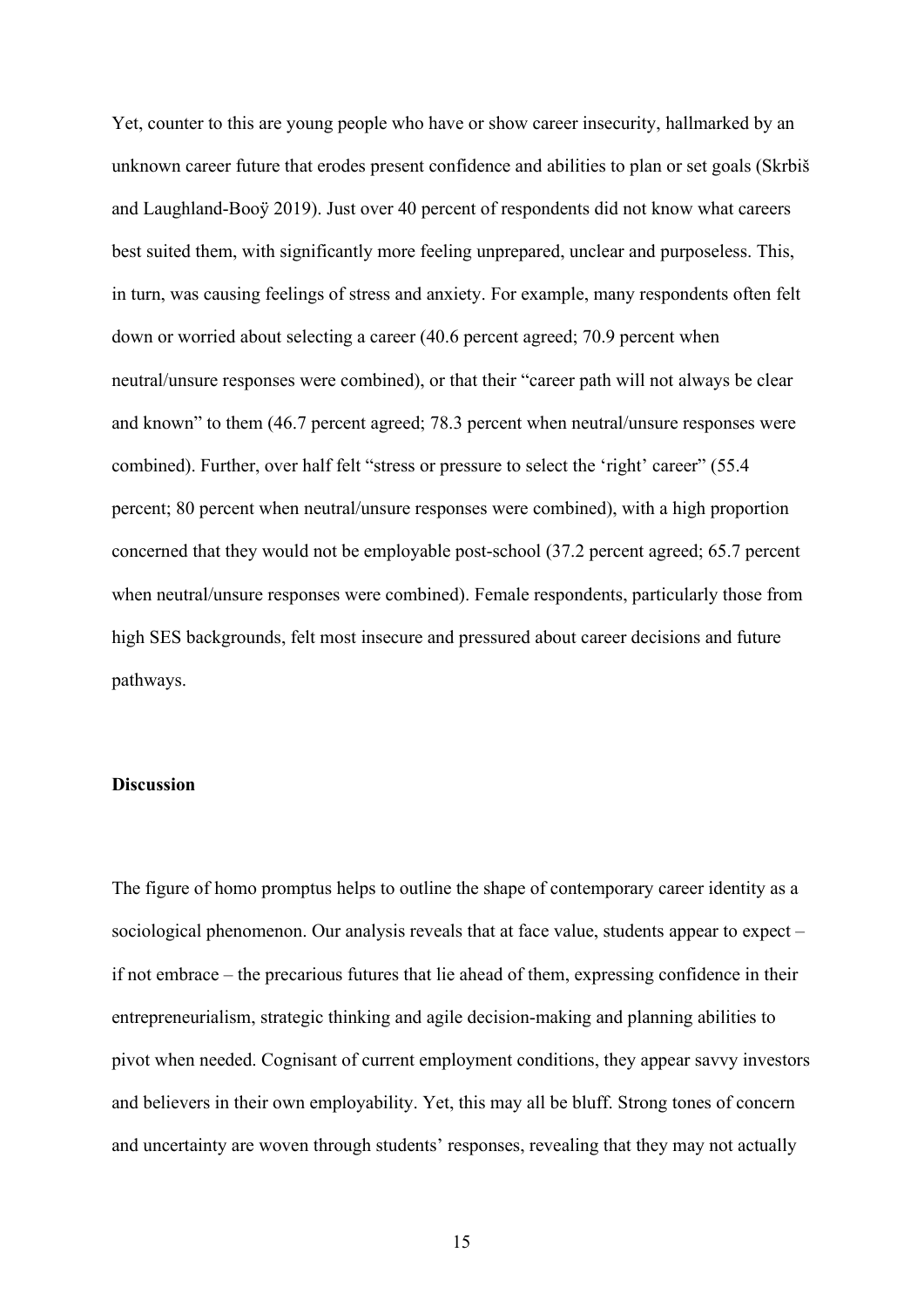Yet, counter to this are young people who have or show career insecurity, hallmarked by an unknown career future that erodes present confidence and abilities to plan or set goals (Skrbiš and Laughland-Booÿ 2019). Just over 40 percent of respondents did not know what careers best suited them, with significantly more feeling unprepared, unclear and purposeless. This, in turn, was causing feelings of stress and anxiety. For example, many respondents often felt down or worried about selecting a career (40.6 percent agreed; 70.9 percent when neutral/unsure responses were combined), or that their "career path will not always be clear and known" to them (46.7 percent agreed; 78.3 percent when neutral/unsure responses were combined). Further, over half felt "stress or pressure to select the 'right' career" (55.4 percent; 80 percent when neutral/unsure responses were combined), with a high proportion concerned that they would not be employable post-school (37.2 percent agreed; 65.7 percent when neutral/unsure responses were combined). Female respondents, particularly those from high SES backgrounds, felt most insecure and pressured about career decisions and future pathways.

**Discussion**

The figure of homo promptus helps to outline the shape of contemporary career identity as a sociological phenomenon. Our analysis reveals that at face value, students appear to expect – if not embrace – the precarious futures that lie ahead of them, expressing confidence in their entrepreneurialism, strategic thinking and agile decision-making and planning abilities to pivot when needed. Cognisant of current employment conditions, they appear savvy investors and believers in their own employability. Yet, this may all be bluff. Strong tones of concern and uncertainty are woven through students' responses, revealing that they may not actually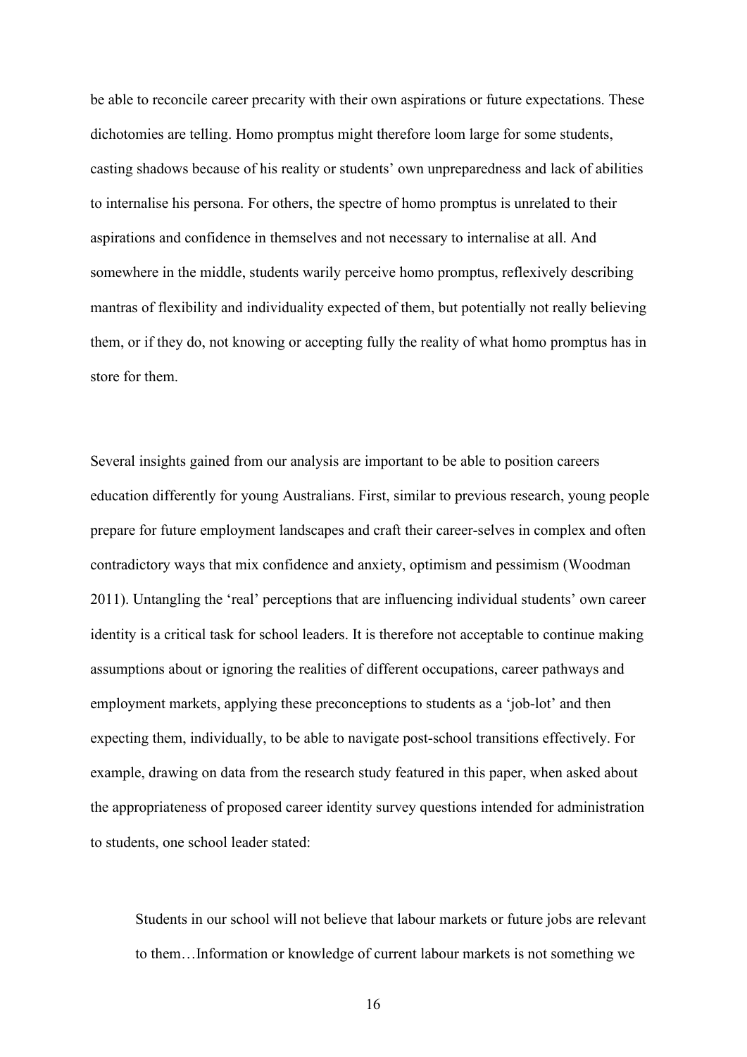be able to reconcile career precarity with their own aspirations or future expectations. These dichotomies are telling. Homo promptus might therefore loom large for some students, casting shadows because of his reality or students' own unpreparedness and lack of abilities to internalise his persona. For others, the spectre of homo promptus is unrelated to their aspirations and confidence in themselves and not necessary to internalise at all. And somewhere in the middle, students warily perceive homo promptus, reflexively describing mantras of flexibility and individuality expected of them, but potentially not really believing them, or if they do, not knowing or accepting fully the reality of what homo promptus has in store for them.

Several insights gained from our analysis are important to be able to position careers education differently for young Australians. First, similar to previous research, young people prepare for future employment landscapes and craft their career-selves in complex and often contradictory ways that mix confidence and anxiety, optimism and pessimism (Woodman 2011). Untangling the 'real' perceptions that are influencing individual students' own career identity is a critical task for school leaders. It is therefore not acceptable to continue making assumptions about or ignoring the realities of different occupations, career pathways and employment markets, applying these preconceptions to students as a 'job-lot' and then expecting them, individually, to be able to navigate post-school transitions effectively. For example, drawing on data from the research study featured in this paper, when asked about the appropriateness of proposed career identity survey questions intended for administration to students, one school leader stated:

> Students in our school will not believe that labour markets or future jobs are relevant to them…Information or knowledge of current labour markets is not something we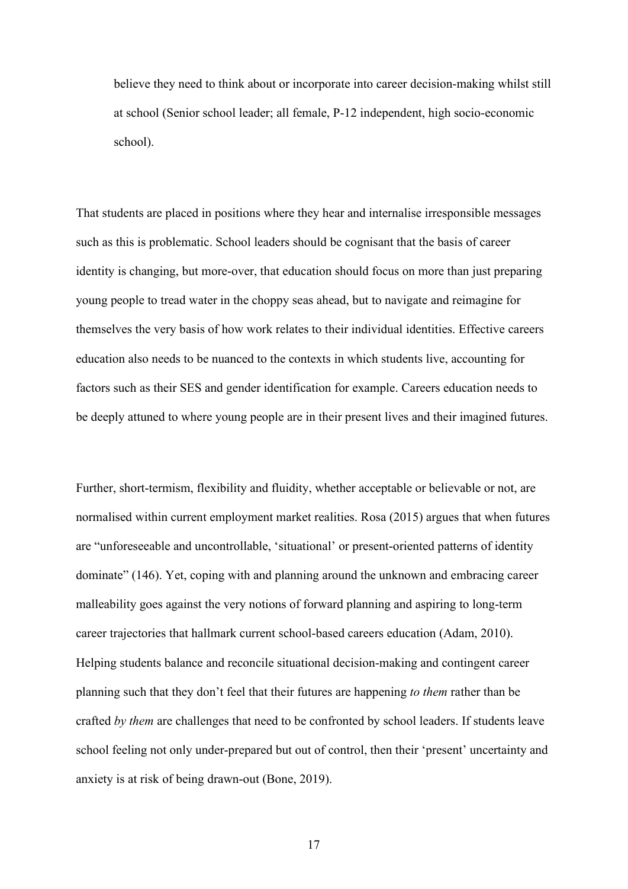> believe they need to think about or incorporate into career decision-making whilst still at school (Senior school leader; all female, P-12 independent, high socio-economic school).

That students are placed in positions where they hear and internalise irresponsible messages such as this is problematic. School leaders should be cognisant that the basis of career identity is changing, but more-over, that education should focus on more than just preparing young people to tread water in the choppy seas ahead, but to navigate and reimagine for themselves the very basis of how work relates to their individual identities. Effective careers education also needs to be nuanced to the contexts in which students live, accounting for factors such as their SES and gender identification for example. Careers education needs to be deeply attuned to where young people are in their present lives and their imagined futures.

Further, short-termism, flexibility and fluidity, whether acceptable or believable or not, are normalised within current employment market realities. Rosa (2015) argues that when futures are "unforeseeable and uncontrollable, 'situational' or present-oriented patterns of identity dominate" (146). Yet, coping with and planning around the unknown and embracing career malleability goes against the very notions of forward planning and aspiring to long-term career trajectories that hallmark current school-based careers education (Adam, 2010). Helping students balance and reconcile situational decision-making and contingent career planning such that they don't feel that their futures are happening *to them* rather than be crafted *by them* are challenges that need to be confronted by school leaders. If students leave school feeling not only under-prepared but out of control, then their 'present' uncertainty and anxiety is at risk of being drawn-out (Bone, 2019).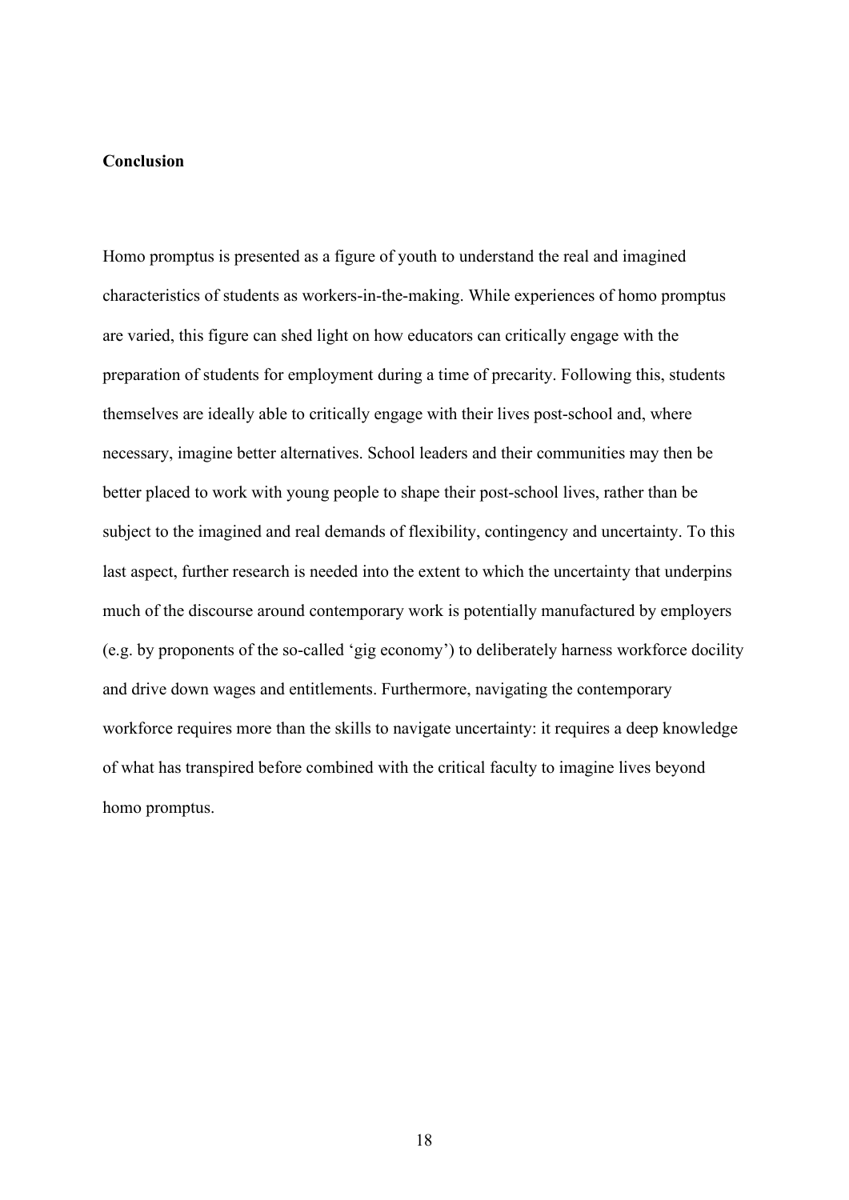## Conclusion

Homo promptus is presented as a figure of youth to understand the real and imagined characteristics of students as workers-in-the-making. While experiences of homo promptus are varied, this figure can shed light on how educators can critically engage with the preparation of students for employment during a time of precarity. Following this, students themselves are ideally able to critically engage with their lives post-school and, where necessary, imagine better alternatives. School leaders and their communities may then be better placed to work with young people to shape their post-school lives, rather than be subject to the imagined and real demands of flexibility, contingency and uncertainty. To this last aspect, further research is needed into the extent to which the uncertainty that underpins much of the discourse around contemporary work is potentially manufactured by employers (e.g. by proponents of the so-called 'gig economy') to deliberately harness workforce docility and drive down wages and entitlements. Furthermore, navigating the contemporary workforce requires more than the skills to navigate uncertainty: it requires a deep knowledge of what has transpired before combined with the critical faculty to imagine lives beyond homo promptus.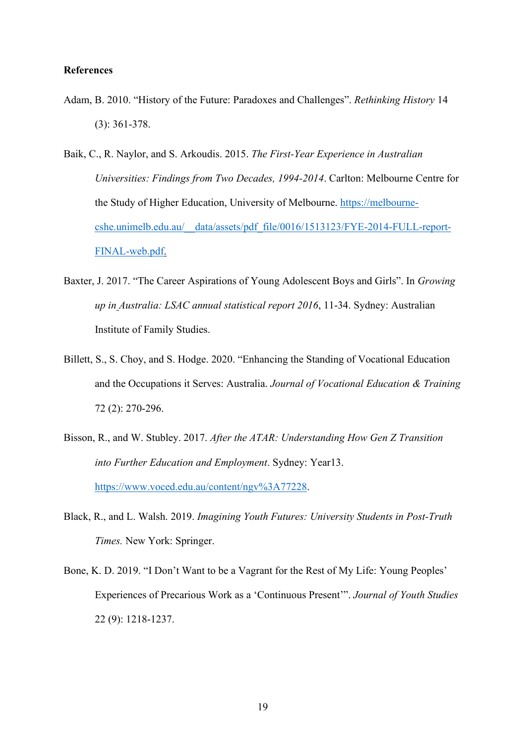**References**

Adam, B. 2010. "History of the Future: Paradoxes and Challenges". *Rethinking History* 14 (3): 361-378.

Baik, C., R. Naylor, and S. Arkoudis. 2015. *The First-Year Experience in Australian Universities: Findings from Two Decades, 1994-2014*. Carlton: Melbourne Centre for the Study of Higher Education, University of Melbourne. https://melbourne-cshe.unimelb.edu.au/__data/assets/pdf_file/0016/1513123/FYE-2014-FULL-report-FINAL-web.pdf.

Baxter, J. 2017. "The Career Aspirations of Young Adolescent Boys and Girls". In *Growing up in Australia: LSAC annual statistical report 2016*, 11-34. Sydney: Australian Institute of Family Studies.

Billett, S., S. Choy, and S. Hodge. 2020. "Enhancing the Standing of Vocational Education and the Occupations it Serves: Australia. *Journal of Vocational Education & Training* 72 (2): 270-296.

Bisson, R., and W. Stubley. 2017. *After the ATAR: Understanding How Gen Z Transition into Further Education and Employment*. Sydney: Year13. https://www.voced.edu.au/content/ngv%3A77228.

Black, R., and L. Walsh. 2019. *Imagining Youth Futures: University Students in Post-Truth Times.* New York: Springer.

Bone, K. D. 2019. "I Don't Want to be a Vagrant for the Rest of My Life: Young Peoples' Experiences of Precarious Work as a 'Continuous Present'". *Journal of Youth Studies* 22 (9): 1218-1237.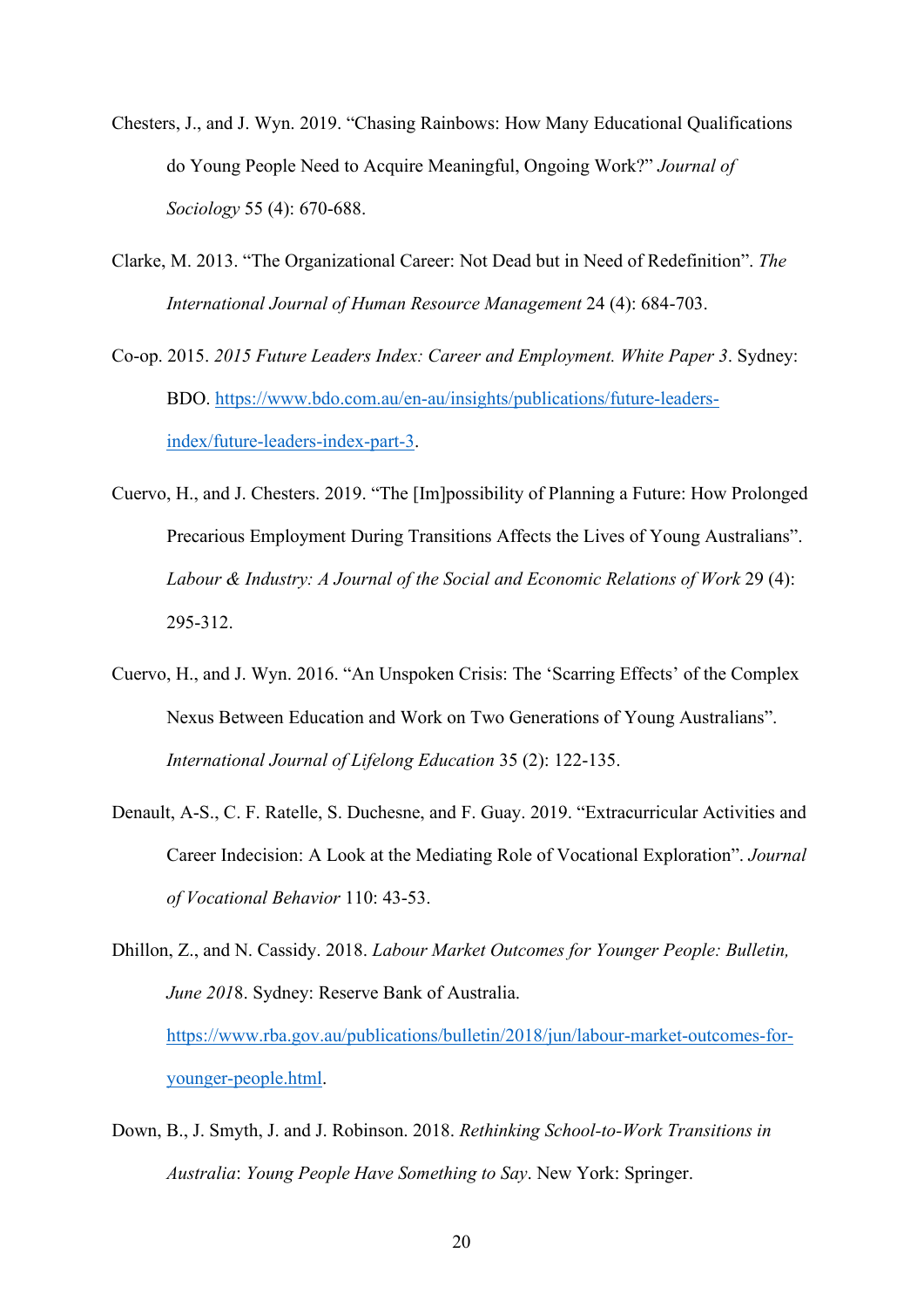Chesters, J., and J. Wyn. 2019. "Chasing Rainbows: How Many Educational Qualifications do Young People Need to Acquire Meaningful, Ongoing Work?" *Journal of Sociology* 55 (4): 670-688.

Clarke, M. 2013. "The Organizational Career: Not Dead but in Need of Redefinition". *The International Journal of Human Resource Management* 24 (4): 684-703.

Co-op. 2015. *2015 Future Leaders Index: Career and Employment. White Paper 3*. Sydney: BDO. https://www.bdo.com.au/en-au/insights/publications/future-leaders-index/future-leaders-index-part-3.

Cuervo, H., and J. Chesters. 2019. "The [Im]possibility of Planning a Future: How Prolonged Precarious Employment During Transitions Affects the Lives of Young Australians". *Labour & Industry: A Journal of the Social and Economic Relations of Work* 29 (4): 295-312.

Cuervo, H., and J. Wyn. 2016. "An Unspoken Crisis: The 'Scarring Effects' of the Complex Nexus Between Education and Work on Two Generations of Young Australians". *International Journal of Lifelong Education* 35 (2): 122-135.

Denault, A-S., C. F. Ratelle, S. Duchesne, and F. Guay. 2019. "Extracurricular Activities and Career Indecision: A Look at the Mediating Role of Vocational Exploration". *Journal of Vocational Behavior* 110: 43-53.

Dhillon, Z., and N. Cassidy. 2018. *Labour Market Outcomes for Younger People: Bulletin, June 2018*. Sydney: Reserve Bank of Australia. https://www.rba.gov.au/publications/bulletin/2018/jun/labour-market-outcomes-for-younger-people.html.

Down, B., J. Smyth, J. and J. Robinson. 2018. *Rethinking School-to-Work Transitions in Australia*: *Young People Have Something to Say*. New York: Springer.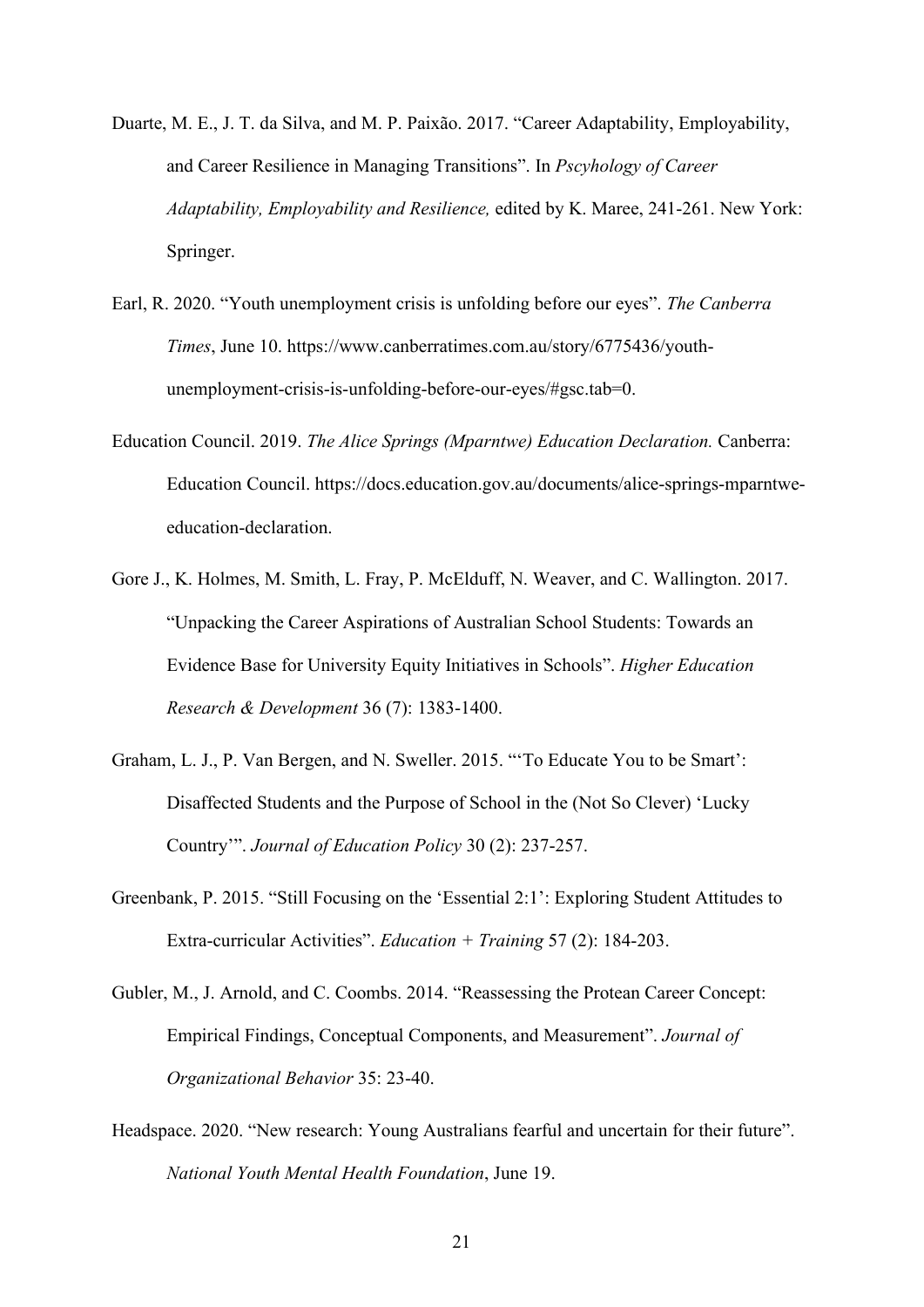Duarte, M. E., J. T. da Silva, and M. P. Paixão. 2017. "Career Adaptability, Employability, and Career Resilience in Managing Transitions". In *Pscyhology of Career Adaptability, Employability and Resilience,* edited by K. Maree, 241-261. New York: Springer.

Earl, R. 2020. "Youth unemployment crisis is unfolding before our eyes". *The Canberra Times*, June 10. https://www.canberratimes.com.au/story/6775436/youth-unemployment-crisis-is-unfolding-before-our-eyes/#gsc.tab=0.

Education Council. 2019. *The Alice Springs (Mparntwe) Education Declaration.* Canberra: Education Council. https://docs.education.gov.au/documents/alice-springs-mparntwe-education-declaration.

Gore J., K. Holmes, M. Smith, L. Fray, P. McElduff, N. Weaver, and C. Wallington. 2017. "Unpacking the Career Aspirations of Australian School Students: Towards an Evidence Base for University Equity Initiatives in Schools". *Higher Education Research & Development* 36 (7): 1383-1400.

Graham, L. J., P. Van Bergen, and N. Sweller. 2015. "'To Educate You to be Smart': Disaffected Students and the Purpose of School in the (Not So Clever) 'Lucky Country'". *Journal of Education Policy* 30 (2): 237-257.

Greenbank, P. 2015. "Still Focusing on the 'Essential 2:1': Exploring Student Attitudes to Extra-curricular Activities". *Education + Training* 57 (2): 184-203.

Gubler, M., J. Arnold, and C. Coombs. 2014. "Reassessing the Protean Career Concept: Empirical Findings, Conceptual Components, and Measurement". *Journal of Organizational Behavior* 35: 23-40.

Headspace. 2020. "New research: Young Australians fearful and uncertain for their future". *National Youth Mental Health Foundation*, June 19.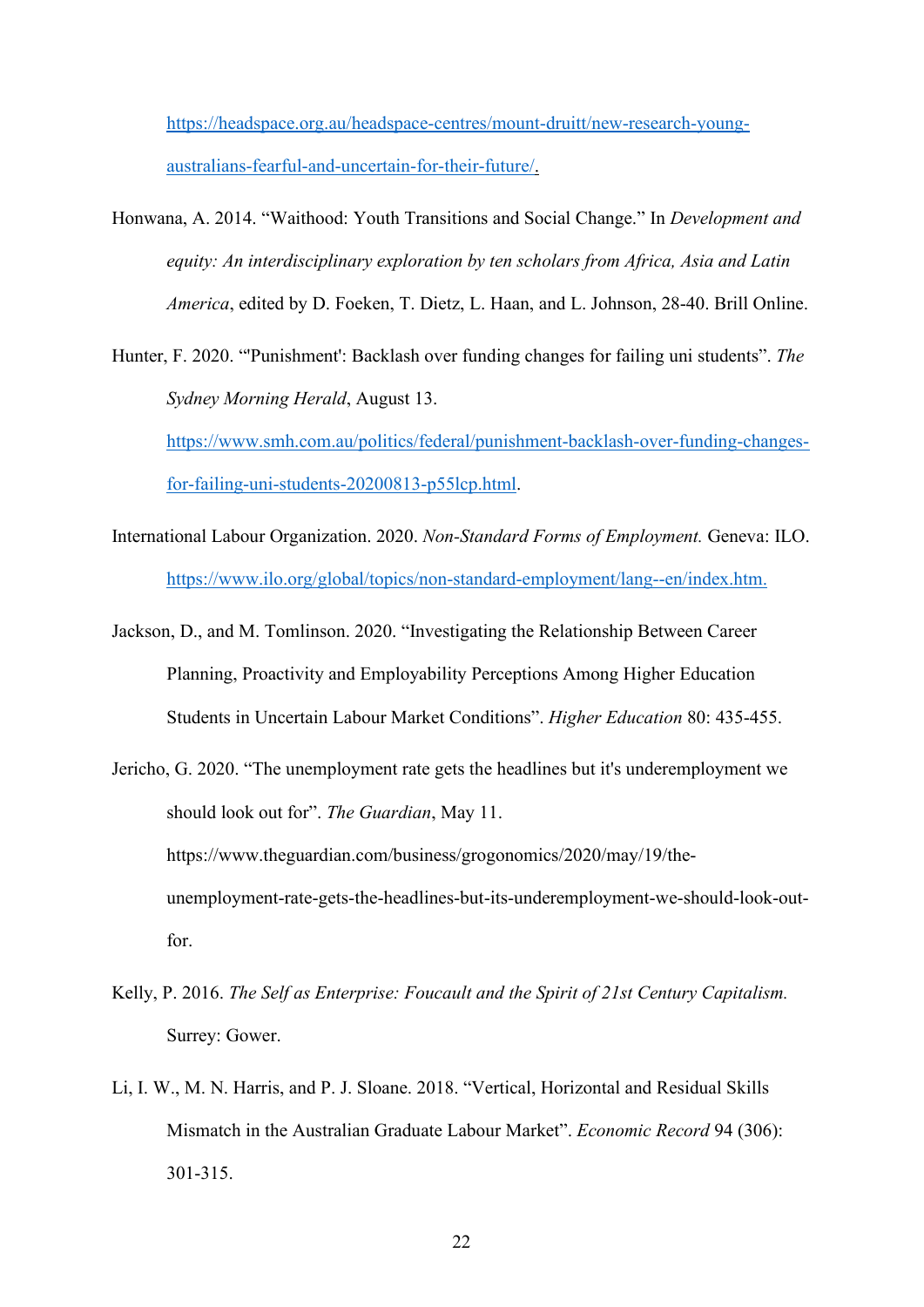https://headspace.org.au/headspace-centres/mount-druitt/new-research-young-australians-fearful-and-uncertain-for-their-future/.

Honwana, A. 2014. "Waithood: Youth Transitions and Social Change." In *Development and equity: An interdisciplinary exploration by ten scholars from Africa, Asia and Latin America*, edited by D. Foeken, T. Dietz, L. Haan, and L. Johnson, 28-40. Brill Online.

Hunter, F. 2020. "'Punishment': Backlash over funding changes for failing uni students". *The Sydney Morning Herald*, August 13. https://www.smh.com.au/politics/federal/punishment-backlash-over-funding-changes-for-failing-uni-students-20200813-p55lcp.html.

International Labour Organization. 2020. *Non-Standard Forms of Employment.* Geneva: ILO. https://www.ilo.org/global/topics/non-standard-employment/lang--en/index.htm.

Jackson, D., and M. Tomlinson. 2020. "Investigating the Relationship Between Career Planning, Proactivity and Employability Perceptions Among Higher Education Students in Uncertain Labour Market Conditions". *Higher Education* 80: 435-455.

Jericho, G. 2020. "The unemployment rate gets the headlines but it's underemployment we should look out for". *The Guardian*, May 11. https://www.theguardian.com/business/grogonomics/2020/may/19/the-unemployment-rate-gets-the-headlines-but-its-underemployment-we-should-look-out-for.

Kelly, P. 2016. *The Self as Enterprise: Foucault and the Spirit of 21st Century Capitalism.* Surrey: Gower.

Li, I. W., M. N. Harris, and P. J. Sloane. 2018. "Vertical, Horizontal and Residual Skills Mismatch in the Australian Graduate Labour Market". *Economic Record* 94 (306): 301-315.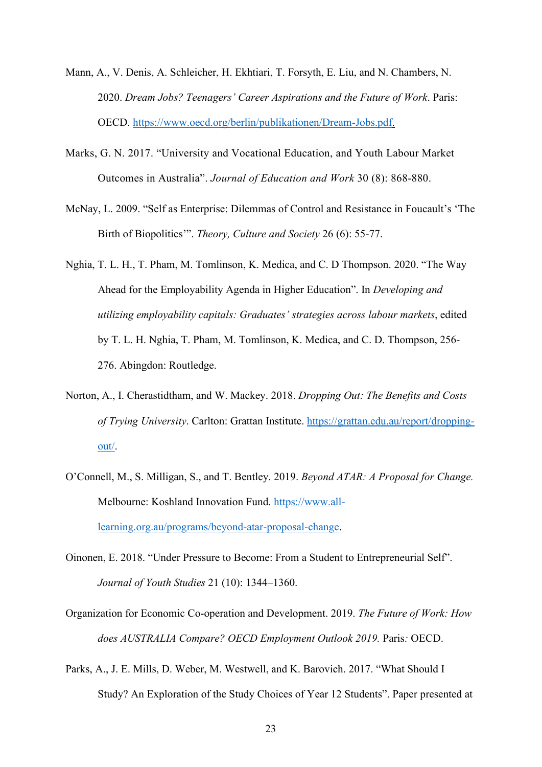Mann, A., V. Denis, A. Schleicher, H. Ekhtiari, T. Forsyth, E. Liu, and N. Chambers, N. 2020. *Dream Jobs? Teenagers' Career Aspirations and the Future of Work*. Paris: OECD. https://www.oecd.org/berlin/publikationen/Dream-Jobs.pdf.

Marks, G. N. 2017. "University and Vocational Education, and Youth Labour Market Outcomes in Australia". *Journal of Education and Work* 30 (8): 868-880.

McNay, L. 2009. "Self as Enterprise: Dilemmas of Control and Resistance in Foucault's 'The Birth of Biopolitics'". *Theory, Culture and Society* 26 (6): 55-77.

Nghia, T. L. H., T. Pham, M. Tomlinson, K. Medica, and C. D Thompson. 2020. "The Way Ahead for the Employability Agenda in Higher Education". In *Developing and utilizing employability capitals: Graduates' strategies across labour markets*, edited by T. L. H. Nghia, T. Pham, M. Tomlinson, K. Medica, and C. D. Thompson, 256-276. Abingdon: Routledge.

Norton, A., I. Cherastidtham, and W. Mackey. 2018. *Dropping Out: The Benefits and Costs of Trying University*. Carlton: Grattan Institute. https://grattan.edu.au/report/dropping-out/.

O'Connell, M., S. Milligan, S., and T. Bentley. 2019. *Beyond ATAR: A Proposal for Change.* Melbourne: Koshland Innovation Fund. https://www.all-learning.org.au/programs/beyond-atar-proposal-change.

Oinonen, E. 2018. "Under Pressure to Become: From a Student to Entrepreneurial Self". *Journal of Youth Studies* 21 (10): 1344–1360.

Organization for Economic Co-operation and Development. 2019. *The Future of Work: How does AUSTRALIA Compare? OECD Employment Outlook 2019.* Paris*:* OECD.

Parks, A., J. E. Mills, D. Weber, M. Westwell, and K. Barovich. 2017. "What Should I Study? An Exploration of the Study Choices of Year 12 Students". Paper presented at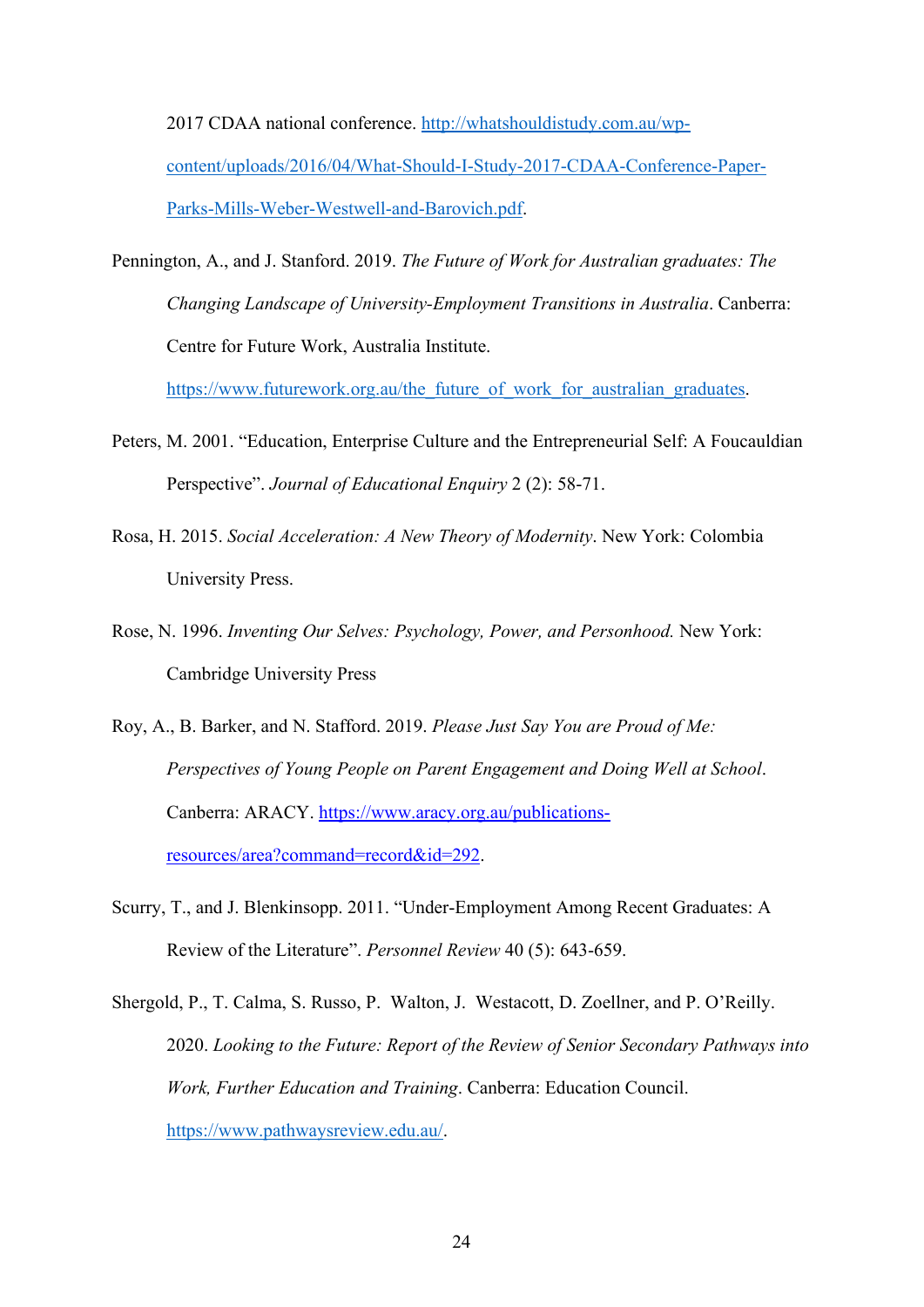2017 CDAA national conference. http://whatshouldistudy.com.au/wp-content/uploads/2016/04/What-Should-I-Study-2017-CDAA-Conference-Paper-Parks-Mills-Weber-Westwell-and-Barovich.pdf.

Pennington, A., and J. Stanford. 2019. *The Future of Work for Australian graduates: The Changing Landscape of University-Employment Transitions in Australia*. Canberra: Centre for Future Work, Australia Institute. https://www.futurework.org.au/the_future_of_work_for_australian_graduates.

Peters, M. 2001. "Education, Enterprise Culture and the Entrepreneurial Self: A Foucauldian Perspective". *Journal of Educational Enquiry* 2 (2): 58-71.

Rosa, H. 2015. *Social Acceleration: A New Theory of Modernity*. New York: Colombia University Press.

Rose, N. 1996. *Inventing Our Selves: Psychology, Power, and Personhood.* New York: Cambridge University Press

Roy, A., B. Barker, and N. Stafford. 2019. *Please Just Say You are Proud of Me: Perspectives of Young People on Parent Engagement and Doing Well at School*. Canberra: ARACY. https://www.aracy.org.au/publications-resources/area?command=record&id=292.

Scurry, T., and J. Blenkinsopp. 2011. "Under-Employment Among Recent Graduates: A Review of the Literature". *Personnel Review* 40 (5): 643-659.

Shergold, P., T. Calma, S. Russo, P. Walton, J. Westacott, D. Zoellner, and P. O'Reilly. 2020. *Looking to the Future: Report of the Review of Senior Secondary Pathways into Work, Further Education and Training*. Canberra: Education Council. https://www.pathwaysreview.edu.au/.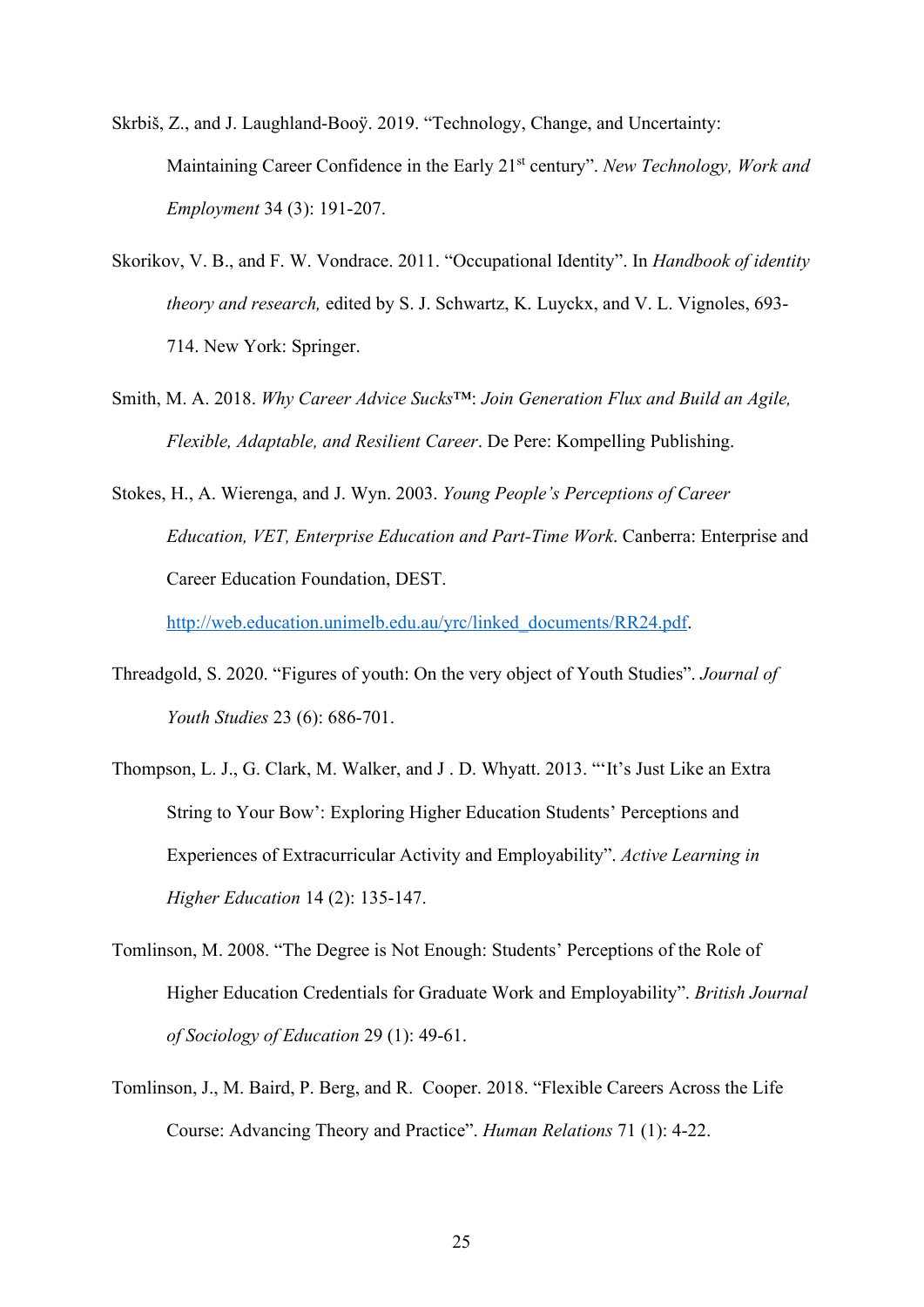Skrbiš, Z., and J. Laughland-Booÿ. 2019. "Technology, Change, and Uncertainty: Maintaining Career Confidence in the Early 21st century". *New Technology, Work and Employment* 34 (3): 191-207.

Skorikov, V. B., and F. W. Vondrace. 2011. "Occupational Identity". In *Handbook of identity theory and research,* edited by S. J. Schwartz, K. Luyckx, and V. L. Vignoles, 693-714. New York: Springer.

Smith, M. A. 2018. *Why Career Advice Sucks™: Join Generation Flux and Build an Agile, Flexible, Adaptable, and Resilient Career*. De Pere: Kompelling Publishing.

Stokes, H., A. Wierenga, and J. Wyn. 2003. *Young People's Perceptions of Career Education, VET, Enterprise Education and Part-Time Work*. Canberra: Enterprise and Career Education Foundation, DEST. http://web.education.unimelb.edu.au/yrc/linked_documents/RR24.pdf.

Threadgold, S. 2020. "Figures of youth: On the very object of Youth Studies". *Journal of Youth Studies* 23 (6): 686-701.

Thompson, L. J., G. Clark, M. Walker, and J . D. Whyatt. 2013. "'It's Just Like an Extra String to Your Bow': Exploring Higher Education Students' Perceptions and Experiences of Extracurricular Activity and Employability". *Active Learning in Higher Education* 14 (2): 135-147.

Tomlinson, M. 2008. "The Degree is Not Enough: Students' Perceptions of the Role of Higher Education Credentials for Graduate Work and Employability". *British Journal of Sociology of Education* 29 (1): 49-61.

Tomlinson, J., M. Baird, P. Berg, and R. Cooper. 2018. "Flexible Careers Across the Life Course: Advancing Theory and Practice". *Human Relations* 71 (1): 4-22.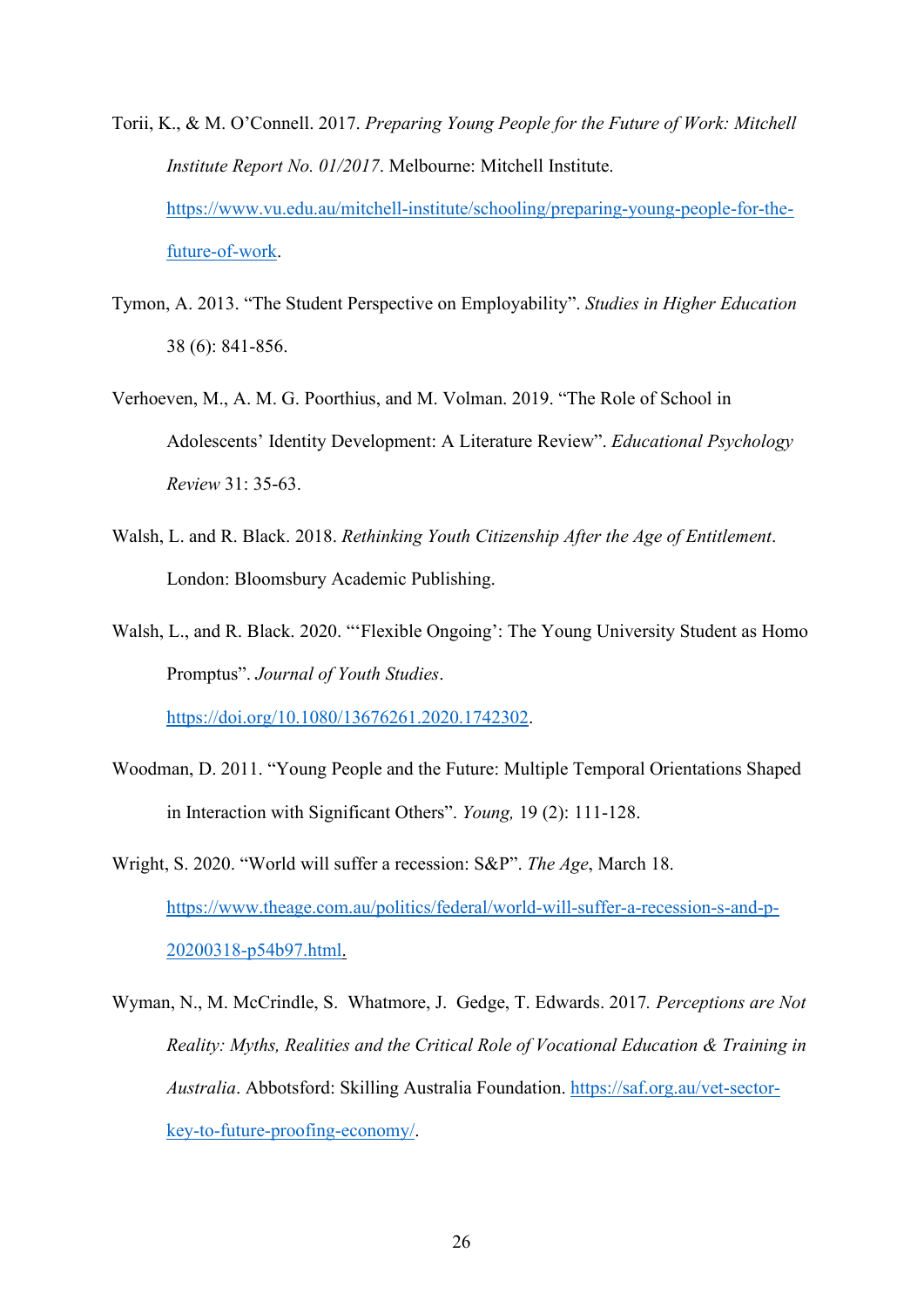Torii, K., & M. O'Connell. 2017. *Preparing Young People for the Future of Work: Mitchell Institute Report No. 01/2017*. Melbourne: Mitchell Institute. https://www.vu.edu.au/mitchell-institute/schooling/preparing-young-people-for-the-future-of-work.

Tymon, A. 2013. "The Student Perspective on Employability". *Studies in Higher Education* 38 (6): 841-856.

Verhoeven, M., A. M. G. Poorthius, and M. Volman. 2019. "The Role of School in Adolescents' Identity Development: A Literature Review". *Educational Psychology Review* 31: 35-63.

Walsh, L. and R. Black. 2018. *Rethinking Youth Citizenship After the Age of Entitlement*. London: Bloomsbury Academic Publishing.

Walsh, L., and R. Black. 2020. "'Flexible Ongoing': The Young University Student as Homo Promptus". *Journal of Youth Studies*. https://doi.org/10.1080/13676261.2020.1742302.

Woodman, D. 2011. "Young People and the Future: Multiple Temporal Orientations Shaped in Interaction with Significant Others". *Young,* 19 (2): 111-128.

Wright, S. 2020. "World will suffer a recession: S&P". *The Age*, March 18. https://www.theage.com.au/politics/federal/world-will-suffer-a-recession-s-and-p-20200318-p54b97.html.

Wyman, N., M. McCrindle, S. Whatmore, J. Gedge, T. Edwards. 2017. *Perceptions are Not Reality: Myths, Realities and the Critical Role of Vocational Education & Training in Australia*. Abbotsford: Skilling Australia Foundation. https://saf.org.au/vet-sector-key-to-future-proofing-economy/.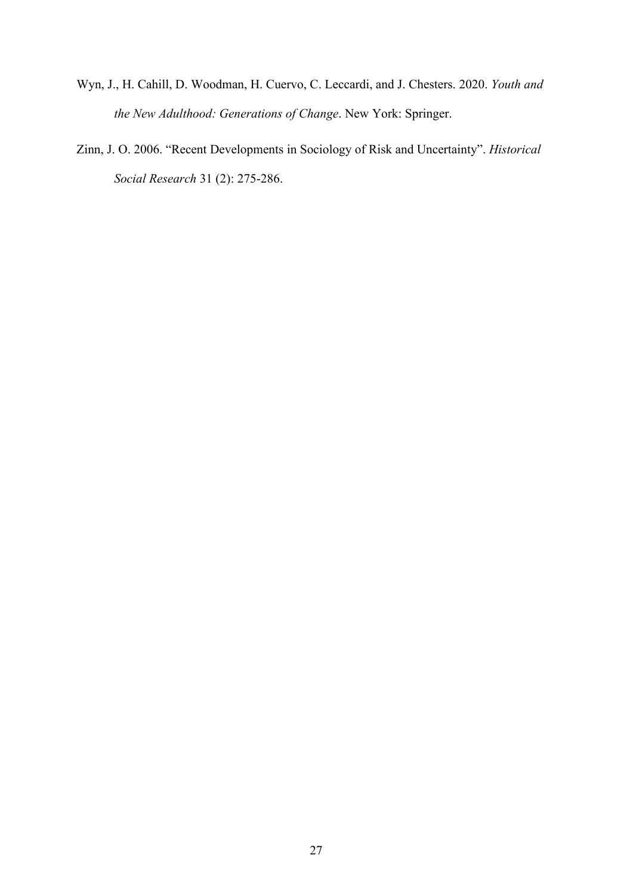Wyn, J., H. Cahill, D. Woodman, H. Cuervo, C. Leccardi, and J. Chesters. 2020. *Youth and the New Adulthood: Generations of Change*. New York: Springer.

Zinn, J. O. 2006. "Recent Developments in Sociology of Risk and Uncertainty". *Historical Social Research* 31 (2): 275-286.